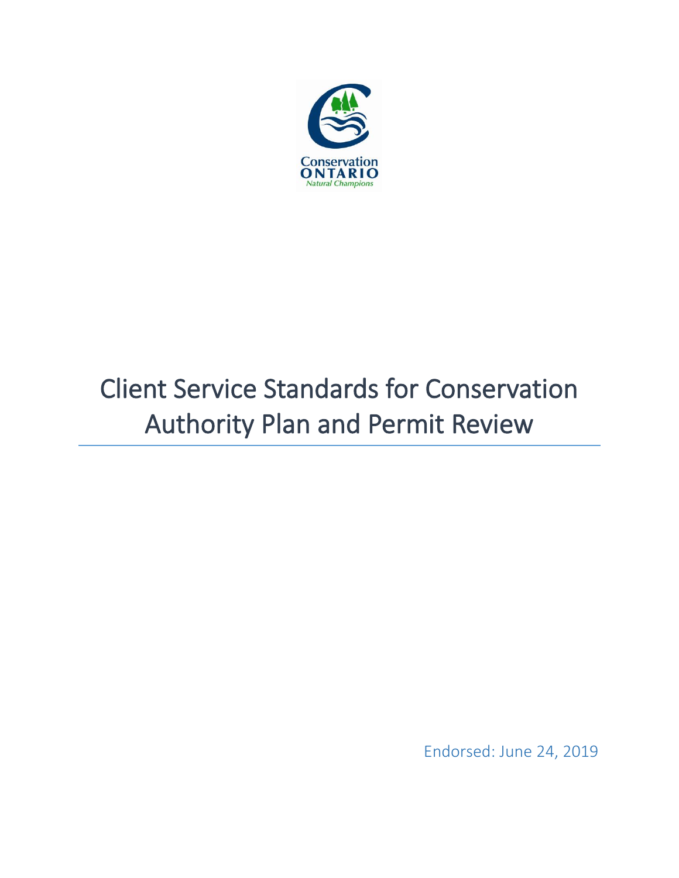# Client Service Standards for Conservation Authority Plan and Permit Review

Endorsed: June 24, 2019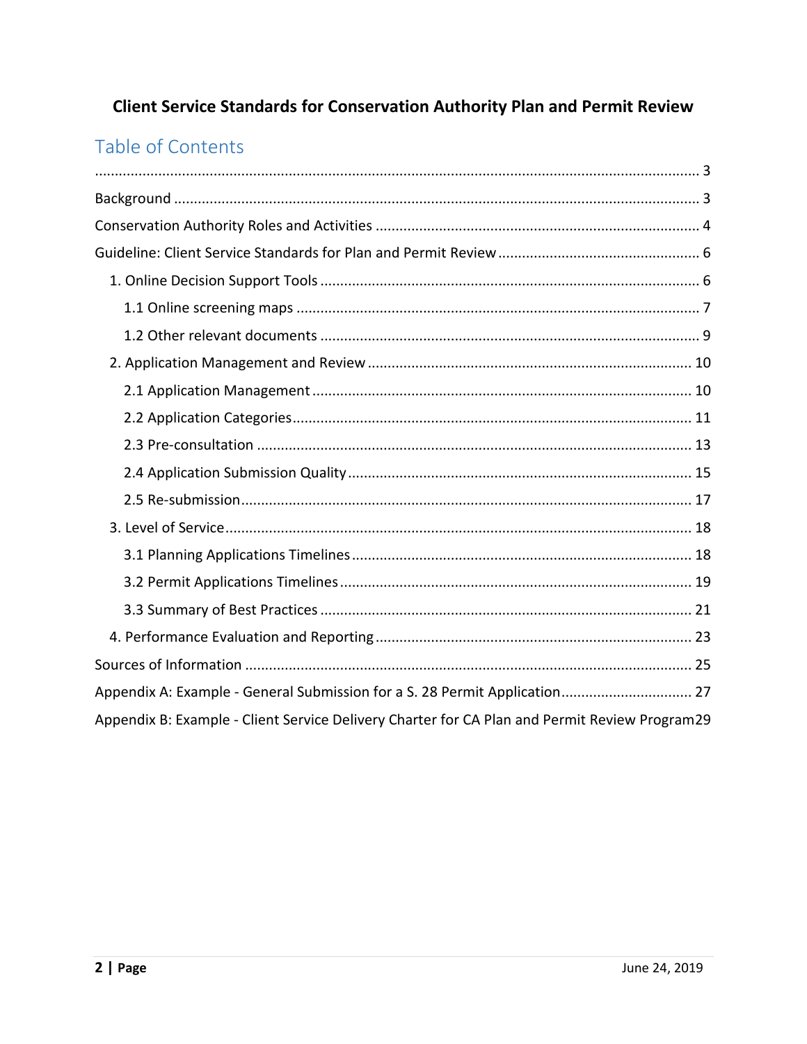**Client Service Standards for Conservation Authority Plan and Permit Review**

## Table of Contents

........................................................................................................................................ 3

Background ........................................................................................................................ 3

Conservation Authority Roles and Activities ..................................................................... 4

Guideline: Client Service Standards for Plan and Permit Review ..................................... 6

- 1. Online Decision Support Tools ..................................................................................... 6
  - 1.1 Online screening maps ............................................................................................ 7
  - 1.2 Other relevant documents ...................................................................................... 9
- 2. Application Management and Review ......................................................................... 10
  - 2.1 Application Management ....................................................................................... 10
  - 2.2 Application Categories ............................................................................................ 11
  - 2.3 Pre-consultation ...................................................................................................... 13
  - 2.4 Application Submission Quality ............................................................................... 15
  - 2.5 Re-submission ......................................................................................................... 17
- 3. Level of Service ............................................................................................................. 18
  - 3.1 Planning Applications Timelines ............................................................................. 18
  - 3.2 Permit Applications Timelines ................................................................................ 19
  - 3.3 Summary of Best Practices ..................................................................................... 21
- 4. Performance Evaluation and Reporting ........................................................................ 23

Sources of Information ...................................................................................................... 25

Appendix A: Example - General Submission for a S. 28 Permit Application ..................... 27

Appendix B: Example - Client Service Delivery Charter for CA Plan and Permit Review Program 29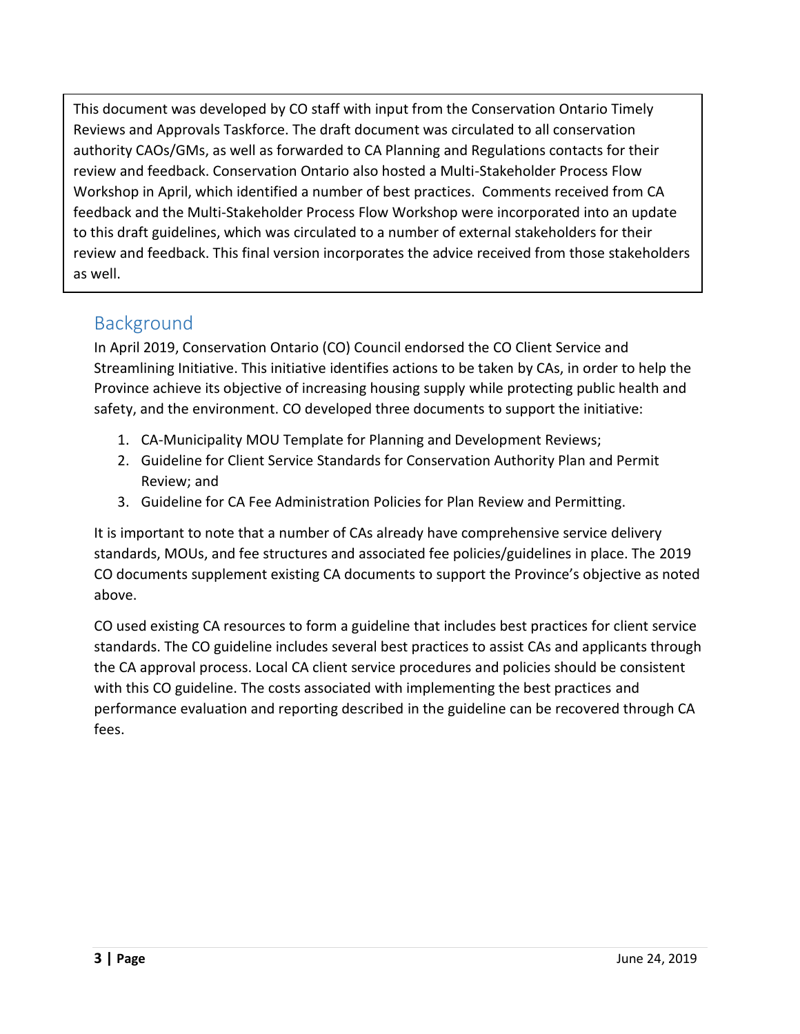This document was developed by CO staff with input from the Conservation Ontario Timely Reviews and Approvals Taskforce. The draft document was circulated to all conservation authority CAOs/GMs, as well as forwarded to CA Planning and Regulations contacts for their review and feedback. Conservation Ontario also hosted a Multi-Stakeholder Process Flow Workshop in April, which identified a number of best practices. Comments received from CA feedback and the Multi-Stakeholder Process Flow Workshop were incorporated into an update to this draft guidelines, which was circulated to a number of external stakeholders for their review and feedback. This final version incorporates the advice received from those stakeholders as well.

## Background

In April 2019, Conservation Ontario (CO) Council endorsed the CO Client Service and Streamlining Initiative. This initiative identifies actions to be taken by CAs, in order to help the Province achieve its objective of increasing housing supply while protecting public health and safety, and the environment. CO developed three documents to support the initiative:

1. CA-Municipality MOU Template for Planning and Development Reviews;
2. Guideline for Client Service Standards for Conservation Authority Plan and Permit Review; and
3. Guideline for CA Fee Administration Policies for Plan Review and Permitting.

It is important to note that a number of CAs already have comprehensive service delivery standards, MOUs, and fee structures and associated fee policies/guidelines in place. The 2019 CO documents supplement existing CA documents to support the Province's objective as noted above.

CO used existing CA resources to form a guideline that includes best practices for client service standards. The CO guideline includes several best practices to assist CAs and applicants through the CA approval process. Local CA client service procedures and policies should be consistent with this CO guideline. The costs associated with implementing the best practices and performance evaluation and reporting described in the guideline can be recovered through CA fees.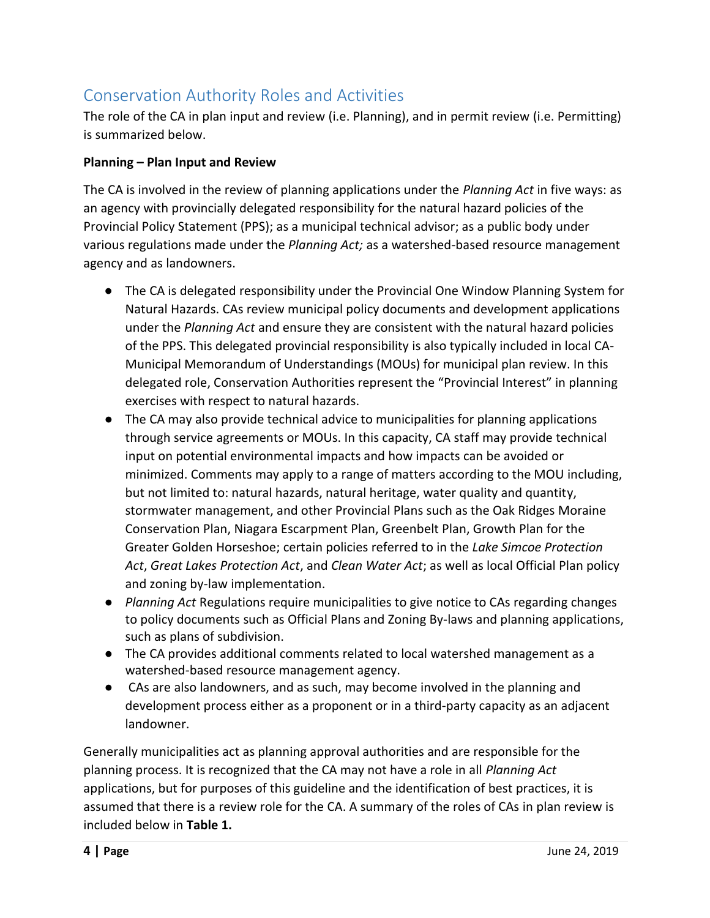## Conservation Authority Roles and Activities

The role of the CA in plan input and review (i.e. Planning), and in permit review (i.e. Permitting) is summarized below.

**Planning – Plan Input and Review**

The CA is involved in the review of planning applications under the *Planning Act* in five ways: as an agency with provincially delegated responsibility for the natural hazard policies of the Provincial Policy Statement (PPS); as a municipal technical advisor; as a public body under various regulations made under the *Planning Act;* as a watershed-based resource management agency and as landowners.

- The CA is delegated responsibility under the Provincial One Window Planning System for Natural Hazards. CAs review municipal policy documents and development applications under the *Planning Act* and ensure they are consistent with the natural hazard policies of the PPS. This delegated provincial responsibility is also typically included in local CA-Municipal Memorandum of Understandings (MOUs) for municipal plan review. In this delegated role, Conservation Authorities represent the "Provincial Interest" in planning exercises with respect to natural hazards.
- The CA may also provide technical advice to municipalities for planning applications through service agreements or MOUs. In this capacity, CA staff may provide technical input on potential environmental impacts and how impacts can be avoided or minimized. Comments may apply to a range of matters according to the MOU including, but not limited to: natural hazards, natural heritage, water quality and quantity, stormwater management, and other Provincial Plans such as the Oak Ridges Moraine Conservation Plan, Niagara Escarpment Plan, Greenbelt Plan, Growth Plan for the Greater Golden Horseshoe; certain policies referred to in the *Lake Simcoe Protection Act*, *Great Lakes Protection Act*, and *Clean Water Act*; as well as local Official Plan policy and zoning by-law implementation.
- *Planning Act* Regulations require municipalities to give notice to CAs regarding changes to policy documents such as Official Plans and Zoning By-laws and planning applications, such as plans of subdivision.
- The CA provides additional comments related to local watershed management as a watershed-based resource management agency.
- CAs are also landowners, and as such, may become involved in the planning and development process either as a proponent or in a third-party capacity as an adjacent landowner.

Generally municipalities act as planning approval authorities and are responsible for the planning process. It is recognized that the CA may not have a role in all *Planning Act* applications, but for purposes of this guideline and the identification of best practices, it is assumed that there is a review role for the CA. A summary of the roles of CAs in plan review is included below in **Table 1.**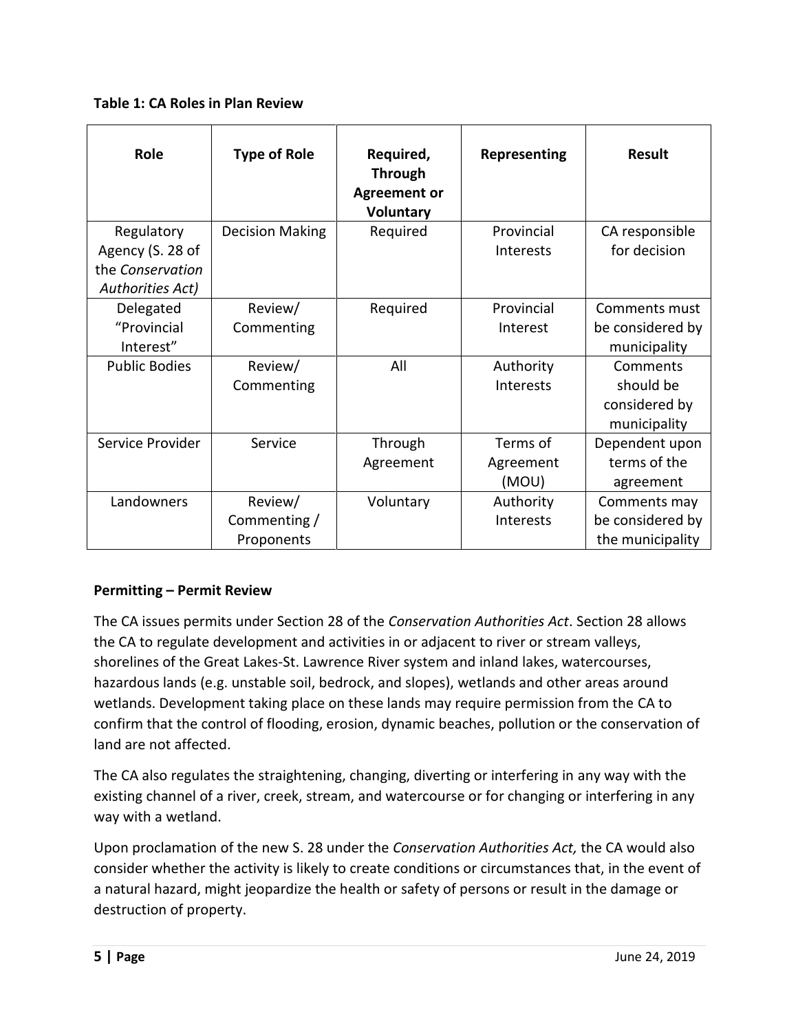**Table 1: CA Roles in Plan Review**

| Role | Type of Role | Required, Through Agreement or Voluntary | Representing | Result |
|---|---|---|---|---|
| Regulatory Agency (S. 28 of the *Conservation Authorities Act)* | Decision Making | Required | Provincial Interests | CA responsible for decision |
| Delegated "Provincial Interest" | Review/ Commenting | Required | Provincial Interest | Comments must be considered by municipality |
| Public Bodies | Review/ Commenting | All | Authority Interests | Comments should be considered by municipality |
| Service Provider | Service | Through Agreement | Terms of Agreement (MOU) | Dependent upon terms of the agreement |
| Landowners | Review/ Commenting / Proponents | Voluntary | Authority Interests | Comments may be considered by the municipality |

**Permitting – Permit Review**

The CA issues permits under Section 28 of the *Conservation Authorities Act*. Section 28 allows the CA to regulate development and activities in or adjacent to river or stream valleys, shorelines of the Great Lakes-St. Lawrence River system and inland lakes, watercourses, hazardous lands (e.g. unstable soil, bedrock, and slopes), wetlands and other areas around wetlands. Development taking place on these lands may require permission from the CA to confirm that the control of flooding, erosion, dynamic beaches, pollution or the conservation of land are not affected.

The CA also regulates the straightening, changing, diverting or interfering in any way with the existing channel of a river, creek, stream, and watercourse or for changing or interfering in any way with a wetland.

Upon proclamation of the new S. 28 under the *Conservation Authorities Act,* the CA would also consider whether the activity is likely to create conditions or circumstances that, in the event of a natural hazard, might jeopardize the health or safety of persons or result in the damage or destruction of property.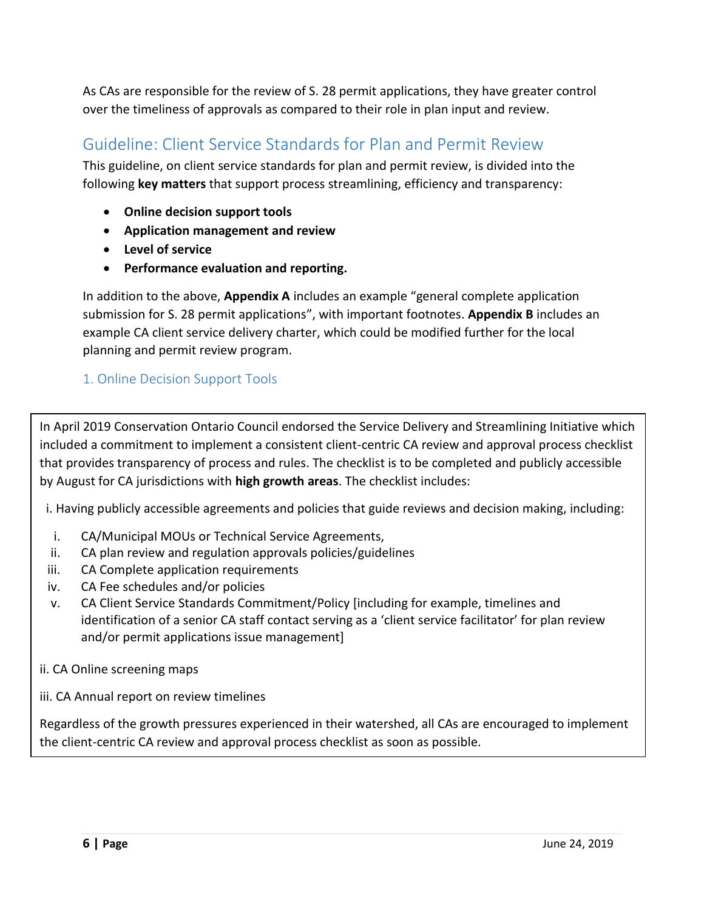As CAs are responsible for the review of S. 28 permit applications, they have greater control over the timeliness of approvals as compared to their role in plan input and review.

## Guideline: Client Service Standards for Plan and Permit Review

This guideline, on client service standards for plan and permit review, is divided into the following **key matters** that support process streamlining, efficiency and transparency:

- **Online decision support tools**
- **Application management and review**
- **Level of service**
- **Performance evaluation and reporting.**

In addition to the above, **Appendix A** includes an example "general complete application submission for S. 28 permit applications", with important footnotes. **Appendix B** includes an example CA client service delivery charter, which could be modified further for the local planning and permit review program.

### 1. Online Decision Support Tools

In April 2019 Conservation Ontario Council endorsed the Service Delivery and Streamlining Initiative which included a commitment to implement a consistent client-centric CA review and approval process checklist that provides transparency of process and rules. The checklist is to be completed and publicly accessible by August for CA jurisdictions with **high growth areas**. The checklist includes:

i. Having publicly accessible agreements and policies that guide reviews and decision making, including:

  i. CA/Municipal MOUs or Technical Service Agreements,
  ii. CA plan review and regulation approvals policies/guidelines
  iii. CA Complete application requirements
  iv. CA Fee schedules and/or policies
  v. CA Client Service Standards Commitment/Policy [including for example, timelines and identification of a senior CA staff contact serving as a 'client service facilitator' for plan review and/or permit applications issue management]

ii. CA Online screening maps

iii. CA Annual report on review timelines

Regardless of the growth pressures experienced in their watershed, all CAs are encouraged to implement the client-centric CA review and approval process checklist as soon as possible.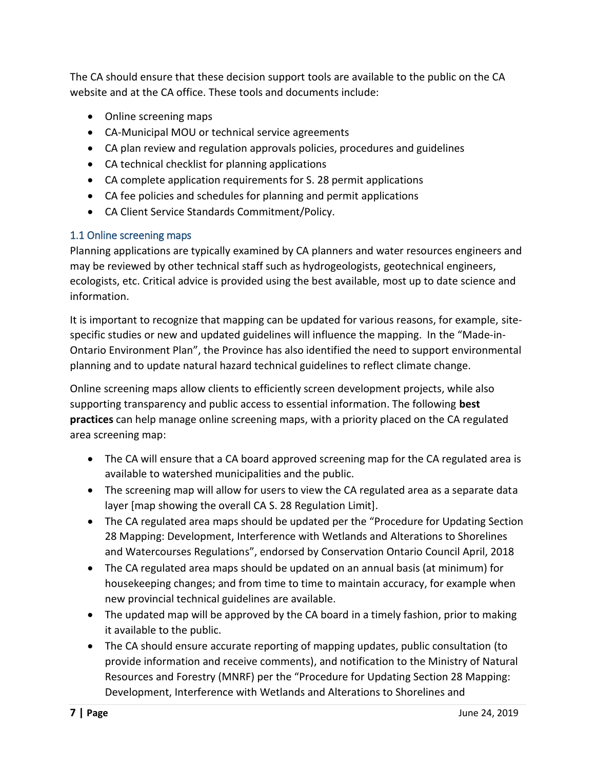The CA should ensure that these decision support tools are available to the public on the CA website and at the CA office. These tools and documents include:

- Online screening maps
- CA-Municipal MOU or technical service agreements
- CA plan review and regulation approvals policies, procedures and guidelines
- CA technical checklist for planning applications
- CA complete application requirements for S. 28 permit applications
- CA fee policies and schedules for planning and permit applications
- CA Client Service Standards Commitment/Policy.

### 1.1 Online screening maps

Planning applications are typically examined by CA planners and water resources engineers and may be reviewed by other technical staff such as hydrogeologists, geotechnical engineers, ecologists, etc. Critical advice is provided using the best available, most up to date science and information.

It is important to recognize that mapping can be updated for various reasons, for example, site-specific studies or new and updated guidelines will influence the mapping. In the "Made-in-Ontario Environment Plan", the Province has also identified the need to support environmental planning and to update natural hazard technical guidelines to reflect climate change.

Online screening maps allow clients to efficiently screen development projects, while also supporting transparency and public access to essential information. The following **best practices** can help manage online screening maps, with a priority placed on the CA regulated area screening map:

- The CA will ensure that a CA board approved screening map for the CA regulated area is available to watershed municipalities and the public.
- The screening map will allow for users to view the CA regulated area as a separate data layer [map showing the overall CA S. 28 Regulation Limit].
- The CA regulated area maps should be updated per the "Procedure for Updating Section 28 Mapping: Development, Interference with Wetlands and Alterations to Shorelines and Watercourses Regulations", endorsed by Conservation Ontario Council April, 2018
- The CA regulated area maps should be updated on an annual basis (at minimum) for housekeeping changes; and from time to time to maintain accuracy, for example when new provincial technical guidelines are available.
- The updated map will be approved by the CA board in a timely fashion, prior to making it available to the public.
- The CA should ensure accurate reporting of mapping updates, public consultation (to provide information and receive comments), and notification to the Ministry of Natural Resources and Forestry (MNRF) per the "Procedure for Updating Section 28 Mapping: Development, Interference with Wetlands and Alterations to Shorelines and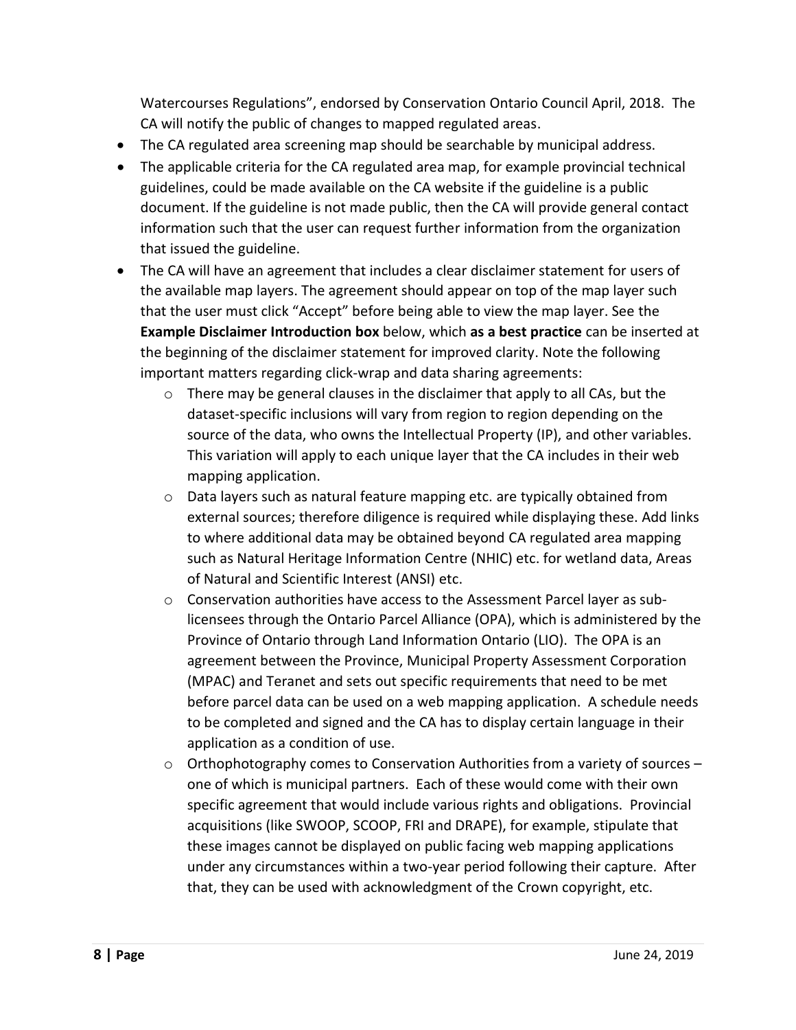Watercourses Regulations", endorsed by Conservation Ontario Council April, 2018. The CA will notify the public of changes to mapped regulated areas.

- The CA regulated area screening map should be searchable by municipal address.
- The applicable criteria for the CA regulated area map, for example provincial technical guidelines, could be made available on the CA website if the guideline is a public document. If the guideline is not made public, then the CA will provide general contact information such that the user can request further information from the organization that issued the guideline.
- The CA will have an agreement that includes a clear disclaimer statement for users of the available map layers. The agreement should appear on top of the map layer such that the user must click "Accept" before being able to view the map layer. See the **Example Disclaimer Introduction box** below, which **as a best practice** can be inserted at the beginning of the disclaimer statement for improved clarity. Note the following important matters regarding click-wrap and data sharing agreements:
  - There may be general clauses in the disclaimer that apply to all CAs, but the dataset-specific inclusions will vary from region to region depending on the source of the data, who owns the Intellectual Property (IP), and other variables. This variation will apply to each unique layer that the CA includes in their web mapping application.
  - Data layers such as natural feature mapping etc. are typically obtained from external sources; therefore diligence is required while displaying these. Add links to where additional data may be obtained beyond CA regulated area mapping such as Natural Heritage Information Centre (NHIC) etc. for wetland data, Areas of Natural and Scientific Interest (ANSI) etc.
  - Conservation authorities have access to the Assessment Parcel layer as sub-licensees through the Ontario Parcel Alliance (OPA), which is administered by the Province of Ontario through Land Information Ontario (LIO). The OPA is an agreement between the Province, Municipal Property Assessment Corporation (MPAC) and Teranet and sets out specific requirements that need to be met before parcel data can be used on a web mapping application. A schedule needs to be completed and signed and the CA has to display certain language in their application as a condition of use.
  - Orthophotography comes to Conservation Authorities from a variety of sources – one of which is municipal partners. Each of these would come with their own specific agreement that would include various rights and obligations. Provincial acquisitions (like SWOOP, SCOOP, FRI and DRAPE), for example, stipulate that these images cannot be displayed on public facing web mapping applications under any circumstances within a two-year period following their capture. After that, they can be used with acknowledgment of the Crown copyright, etc.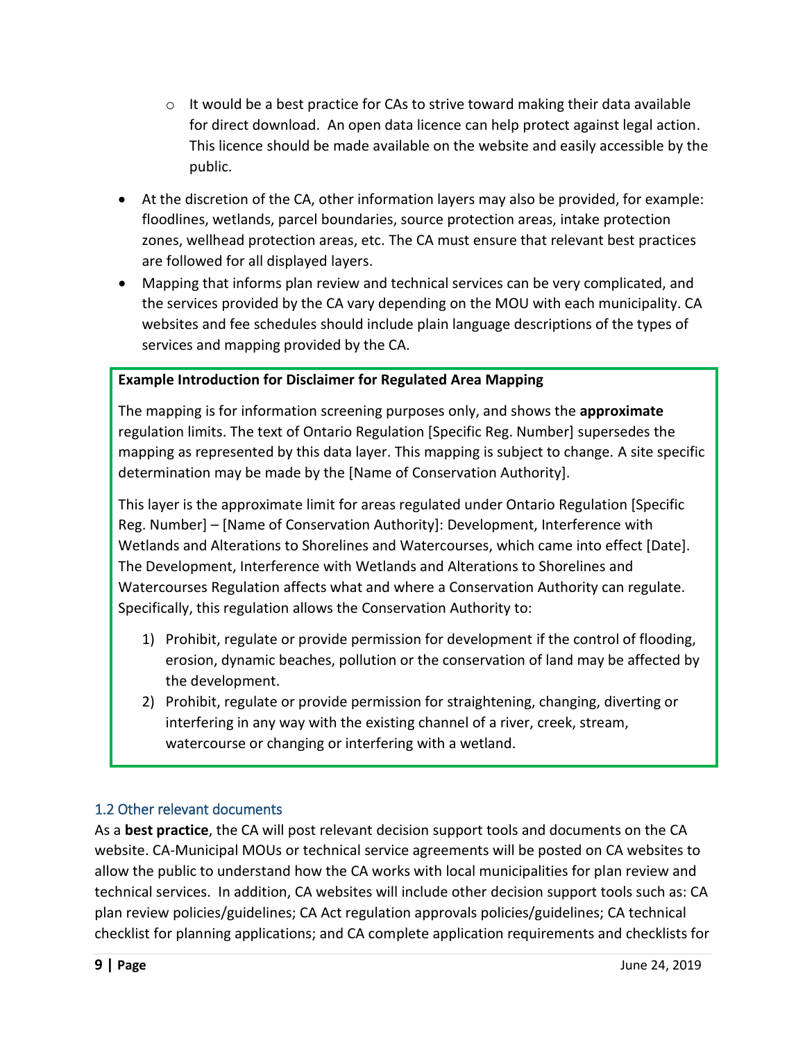- It would be a best practice for CAs to strive toward making their data available for direct download. An open data licence can help protect against legal action. This licence should be made available on the website and easily accessible by the public.

- At the discretion of the CA, other information layers may also be provided, for example: floodlines, wetlands, parcel boundaries, source protection areas, intake protection zones, wellhead protection areas, etc. The CA must ensure that relevant best practices are followed for all displayed layers.
- Mapping that informs plan review and technical services can be very complicated, and the services provided by the CA vary depending on the MOU with each municipality. CA websites and fee schedules should include plain language descriptions of the types of services and mapping provided by the CA.

> **Example Introduction for Disclaimer for Regulated Area Mapping**
>
> The mapping is for information screening purposes only, and shows the **approximate** regulation limits. The text of Ontario Regulation [Specific Reg. Number] supersedes the mapping as represented by this data layer. This mapping is subject to change. A site specific determination may be made by the [Name of Conservation Authority].
>
> This layer is the approximate limit for areas regulated under Ontario Regulation [Specific Reg. Number] – [Name of Conservation Authority]: Development, Interference with Wetlands and Alterations to Shorelines and Watercourses, which came into effect [Date]. The Development, Interference with Wetlands and Alterations to Shorelines and Watercourses Regulation affects what and where a Conservation Authority can regulate. Specifically, this regulation allows the Conservation Authority to:
>
> 1) Prohibit, regulate or provide permission for development if the control of flooding, erosion, dynamic beaches, pollution or the conservation of land may be affected by the development.
> 2) Prohibit, regulate or provide permission for straightening, changing, diverting or interfering in any way with the existing channel of a river, creek, stream, watercourse or changing or interfering with a wetland.

## 1.2 Other relevant documents

As a **best practice**, the CA will post relevant decision support tools and documents on the CA website. CA-Municipal MOUs or technical service agreements will be posted on CA websites to allow the public to understand how the CA works with local municipalities for plan review and technical services. In addition, CA websites will include other decision support tools such as: CA plan review policies/guidelines; CA Act regulation approvals policies/guidelines; CA technical checklist for planning applications; and CA complete application requirements and checklists for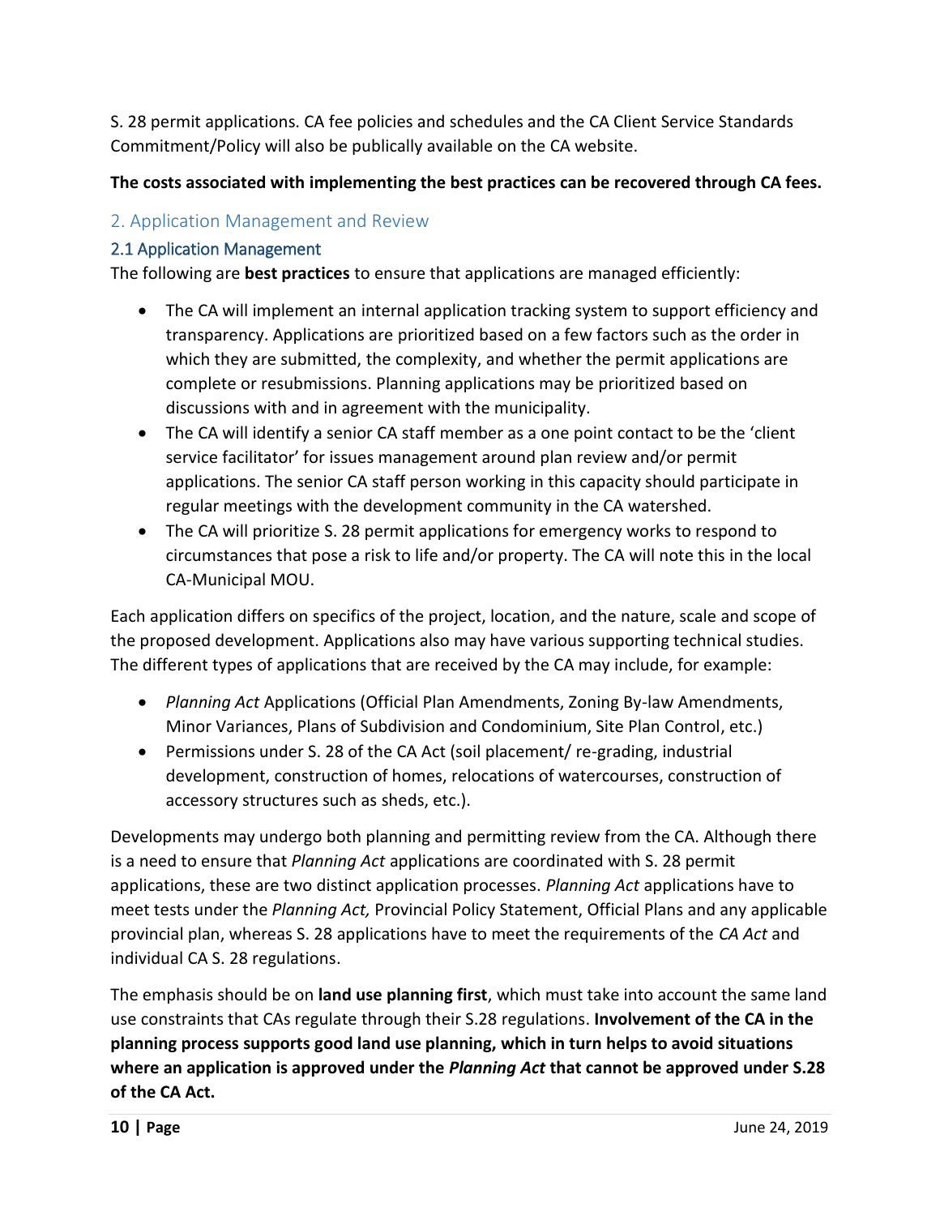S. 28 permit applications. CA fee policies and schedules and the CA Client Service Standards Commitment/Policy will also be publically available on the CA website.

**The costs associated with implementing the best practices can be recovered through CA fees.**

## 2. Application Management and Review

### 2.1 Application Management

The following are **best practices** to ensure that applications are managed efficiently:

- The CA will implement an internal application tracking system to support efficiency and transparency. Applications are prioritized based on a few factors such as the order in which they are submitted, the complexity, and whether the permit applications are complete or resubmissions. Planning applications may be prioritized based on discussions with and in agreement with the municipality.
- The CA will identify a senior CA staff member as a one point contact to be the 'client service facilitator' for issues management around plan review and/or permit applications. The senior CA staff person working in this capacity should participate in regular meetings with the development community in the CA watershed.
- The CA will prioritize S. 28 permit applications for emergency works to respond to circumstances that pose a risk to life and/or property. The CA will note this in the local CA-Municipal MOU.

Each application differs on specifics of the project, location, and the nature, scale and scope of the proposed development. Applications also may have various supporting technical studies. The different types of applications that are received by the CA may include, for example:

- *Planning Act* Applications (Official Plan Amendments, Zoning By-law Amendments, Minor Variances, Plans of Subdivision and Condominium, Site Plan Control, etc.)
- Permissions under S. 28 of the CA Act (soil placement/ re-grading, industrial development, construction of homes, relocations of watercourses, construction of accessory structures such as sheds, etc.).

Developments may undergo both planning and permitting review from the CA. Although there is a need to ensure that *Planning Act* applications are coordinated with S. 28 permit applications, these are two distinct application processes. *Planning Act* applications have to meet tests under the *Planning Act,* Provincial Policy Statement, Official Plans and any applicable provincial plan, whereas S. 28 applications have to meet the requirements of the *CA Act* and individual CA S. 28 regulations.

The emphasis should be on **land use planning first**, which must take into account the same land use constraints that CAs regulate through their S.28 regulations. **Involvement of the CA in the planning process supports good land use planning, which in turn helps to avoid situations where an application is approved under the *Planning Act* that cannot be approved under S.28 of the CA Act.**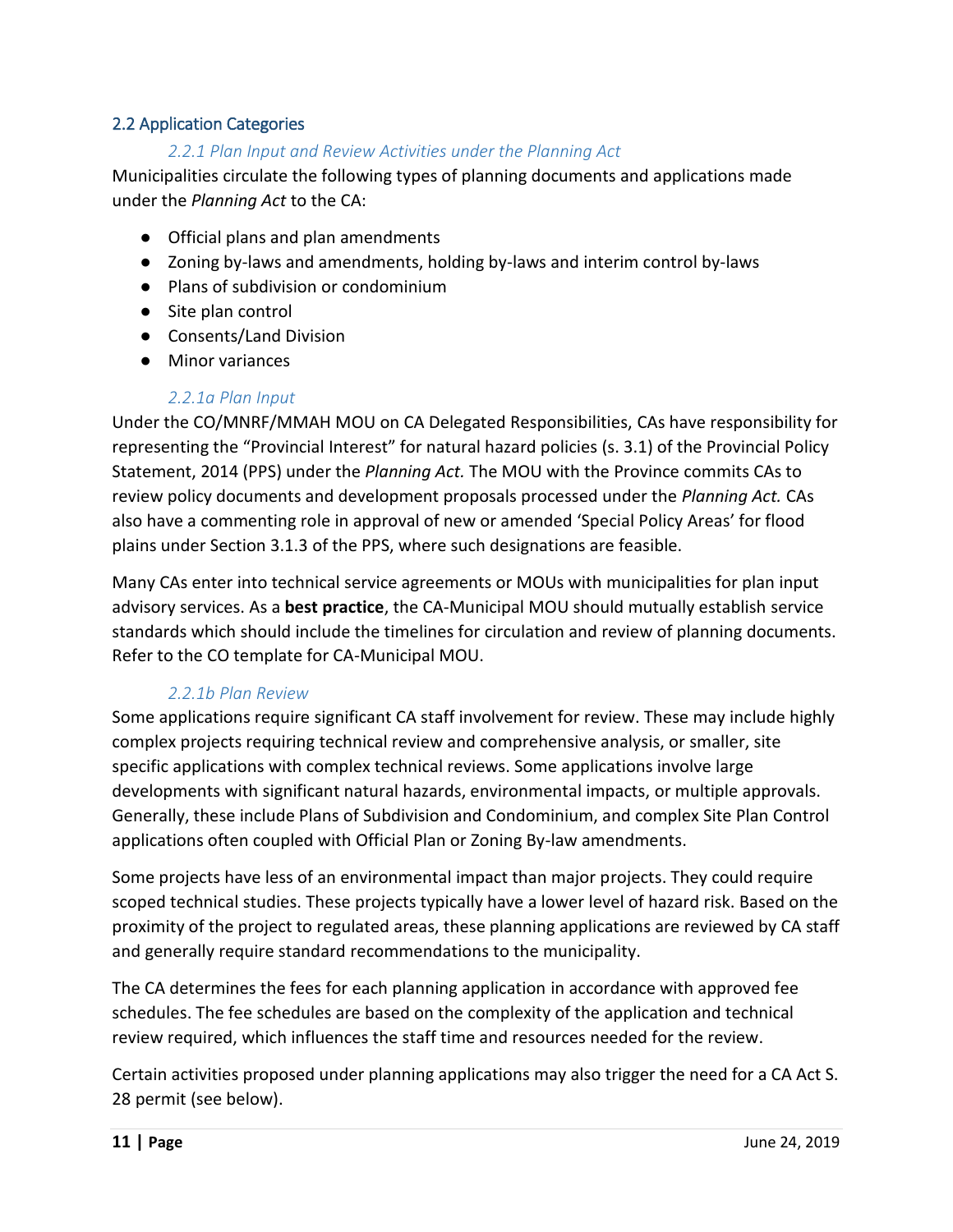## 2.2 Application Categories

### *2.2.1 Plan Input and Review Activities under the Planning Act*

Municipalities circulate the following types of planning documents and applications made under the *Planning Act* to the CA:

- Official plans and plan amendments
- Zoning by-laws and amendments, holding by-laws and interim control by-laws
- Plans of subdivision or condominium
- Site plan control
- Consents/Land Division
- Minor variances

#### *2.2.1a Plan Input*

Under the CO/MNRF/MMAH MOU on CA Delegated Responsibilities, CAs have responsibility for representing the "Provincial Interest" for natural hazard policies (s. 3.1) of the Provincial Policy Statement, 2014 (PPS) under the *Planning Act.* The MOU with the Province commits CAs to review policy documents and development proposals processed under the *Planning Act.* CAs also have a commenting role in approval of new or amended 'Special Policy Areas' for flood plains under Section 3.1.3 of the PPS, where such designations are feasible.

Many CAs enter into technical service agreements or MOUs with municipalities for plan input advisory services. As a **best practice**, the CA-Municipal MOU should mutually establish service standards which should include the timelines for circulation and review of planning documents. Refer to the CO template for CA-Municipal MOU.

#### *2.2.1b Plan Review*

Some applications require significant CA staff involvement for review. These may include highly complex projects requiring technical review and comprehensive analysis, or smaller, site specific applications with complex technical reviews. Some applications involve large developments with significant natural hazards, environmental impacts, or multiple approvals. Generally, these include Plans of Subdivision and Condominium, and complex Site Plan Control applications often coupled with Official Plan or Zoning By-law amendments.

Some projects have less of an environmental impact than major projects. They could require scoped technical studies. These projects typically have a lower level of hazard risk. Based on the proximity of the project to regulated areas, these planning applications are reviewed by CA staff and generally require standard recommendations to the municipality.

The CA determines the fees for each planning application in accordance with approved fee schedules. The fee schedules are based on the complexity of the application and technical review required, which influences the staff time and resources needed for the review.

Certain activities proposed under planning applications may also trigger the need for a CA Act S. 28 permit (see below).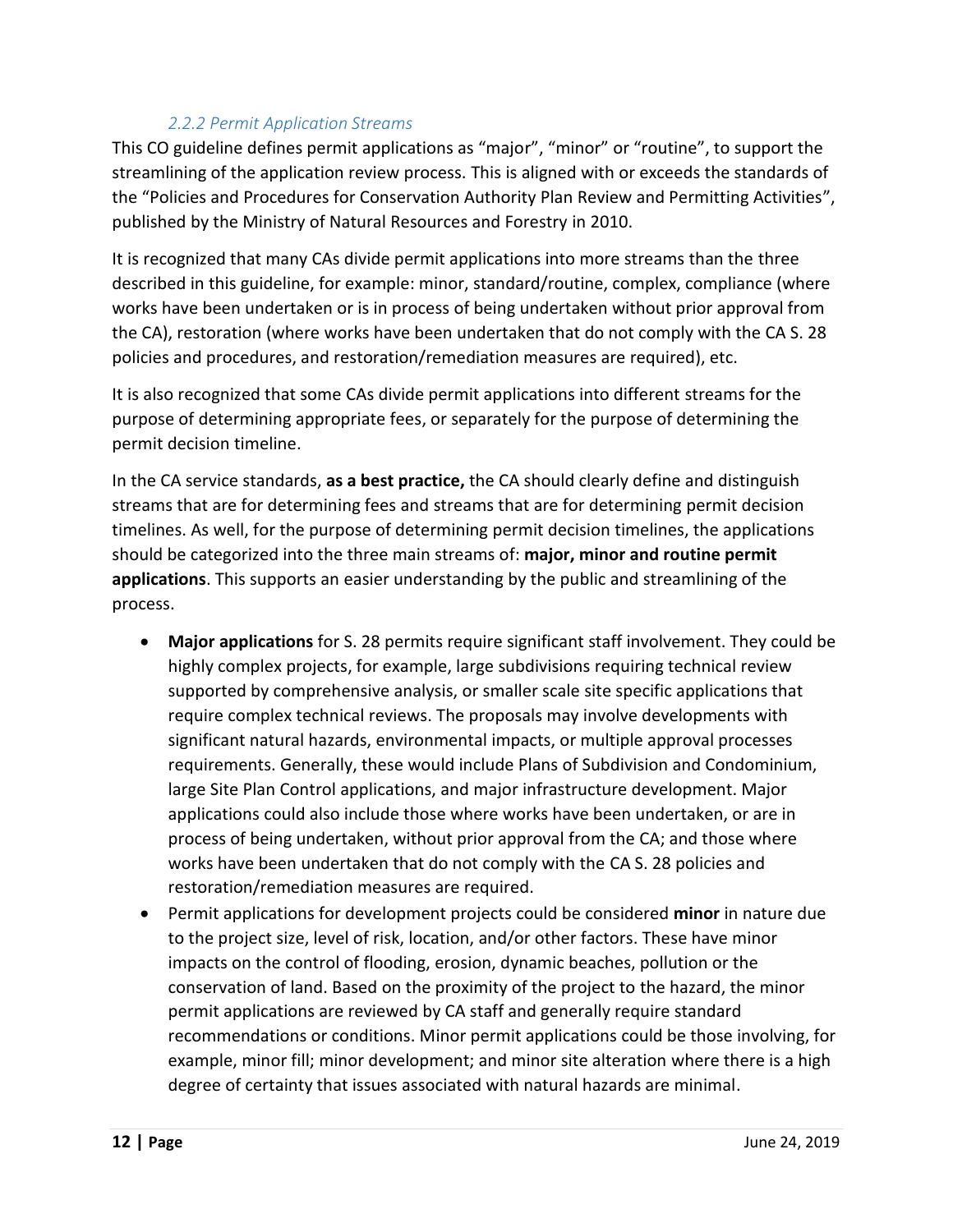### *2.2.2 Permit Application Streams*

This CO guideline defines permit applications as "major", "minor" or "routine", to support the streamlining of the application review process. This is aligned with or exceeds the standards of the "Policies and Procedures for Conservation Authority Plan Review and Permitting Activities", published by the Ministry of Natural Resources and Forestry in 2010.

It is recognized that many CAs divide permit applications into more streams than the three described in this guideline, for example: minor, standard/routine, complex, compliance (where works have been undertaken or is in process of being undertaken without prior approval from the CA), restoration (where works have been undertaken that do not comply with the CA S. 28 policies and procedures, and restoration/remediation measures are required), etc.

It is also recognized that some CAs divide permit applications into different streams for the purpose of determining appropriate fees, or separately for the purpose of determining the permit decision timeline.

In the CA service standards, **as a best practice,** the CA should clearly define and distinguish streams that are for determining fees and streams that are for determining permit decision timelines. As well, for the purpose of determining permit decision timelines, the applications should be categorized into the three main streams of: **major, minor and routine permit applications**. This supports an easier understanding by the public and streamlining of the process.

- **Major applications** for S. 28 permits require significant staff involvement. They could be highly complex projects, for example, large subdivisions requiring technical review supported by comprehensive analysis, or smaller scale site specific applications that require complex technical reviews. The proposals may involve developments with significant natural hazards, environmental impacts, or multiple approval processes requirements. Generally, these would include Plans of Subdivision and Condominium, large Site Plan Control applications, and major infrastructure development. Major applications could also include those where works have been undertaken, or are in process of being undertaken, without prior approval from the CA; and those where works have been undertaken that do not comply with the CA S. 28 policies and restoration/remediation measures are required.
- Permit applications for development projects could be considered **minor** in nature due to the project size, level of risk, location, and/or other factors. These have minor impacts on the control of flooding, erosion, dynamic beaches, pollution or the conservation of land. Based on the proximity of the project to the hazard, the minor permit applications are reviewed by CA staff and generally require standard recommendations or conditions. Minor permit applications could be those involving, for example, minor fill; minor development; and minor site alteration where there is a high degree of certainty that issues associated with natural hazards are minimal.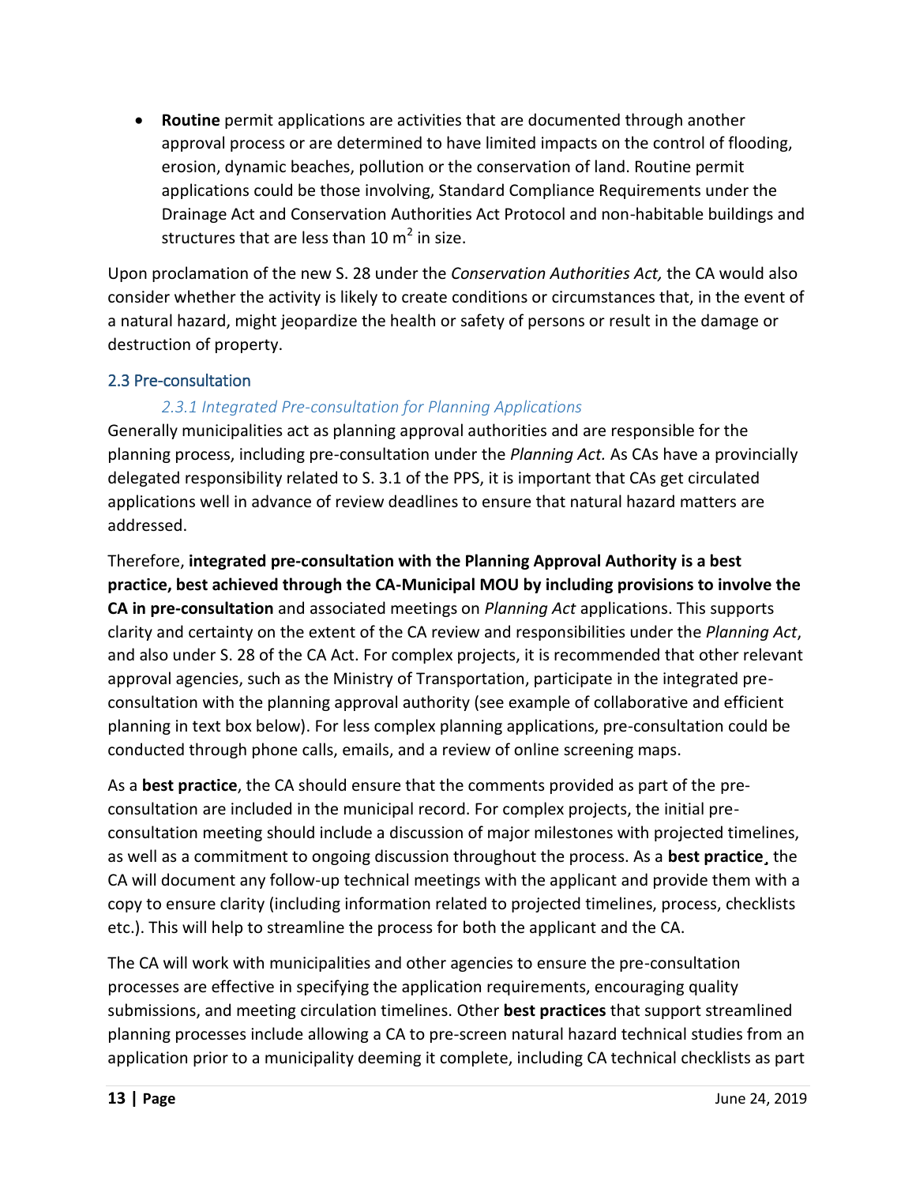- **Routine** permit applications are activities that are documented through another approval process or are determined to have limited impacts on the control of flooding, erosion, dynamic beaches, pollution or the conservation of land. Routine permit applications could be those involving, Standard Compliance Requirements under the Drainage Act and Conservation Authorities Act Protocol and non-habitable buildings and structures that are less than 10 $m^2$ in size.

Upon proclamation of the new S. 28 under the *Conservation Authorities Act,* the CA would also consider whether the activity is likely to create conditions or circumstances that, in the event of a natural hazard, might jeopardize the health or safety of persons or result in the damage or destruction of property.

## 2.3 Pre-consultation

### *2.3.1 Integrated Pre-consultation for Planning Applications*

Generally municipalities act as planning approval authorities and are responsible for the planning process, including pre-consultation under the *Planning Act.* As CAs have a provincially delegated responsibility related to S. 3.1 of the PPS, it is important that CAs get circulated applications well in advance of review deadlines to ensure that natural hazard matters are addressed.

Therefore, **integrated pre-consultation with the Planning Approval Authority is a best practice, best achieved through the CA-Municipal MOU by including provisions to involve the CA in pre-consultation** and associated meetings on *Planning Act* applications. This supports clarity and certainty on the extent of the CA review and responsibilities under the *Planning Act*, and also under S. 28 of the CA Act. For complex projects, it is recommended that other relevant approval agencies, such as the Ministry of Transportation, participate in the integrated pre-consultation with the planning approval authority (see example of collaborative and efficient planning in text box below). For less complex planning applications, pre-consultation could be conducted through phone calls, emails, and a review of online screening maps.

As a **best practice**, the CA should ensure that the comments provided as part of the pre-consultation are included in the municipal record. For complex projects, the initial pre-consultation meeting should include a discussion of major milestones with projected timelines, as well as a commitment to ongoing discussion throughout the process. As a **best practice¸** the CA will document any follow-up technical meetings with the applicant and provide them with a copy to ensure clarity (including information related to projected timelines, process, checklists etc.). This will help to streamline the process for both the applicant and the CA.

The CA will work with municipalities and other agencies to ensure the pre-consultation processes are effective in specifying the application requirements, encouraging quality submissions, and meeting circulation timelines. Other **best practices** that support streamlined planning processes include allowing a CA to pre-screen natural hazard technical studies from an application prior to a municipality deeming it complete, including CA technical checklists as part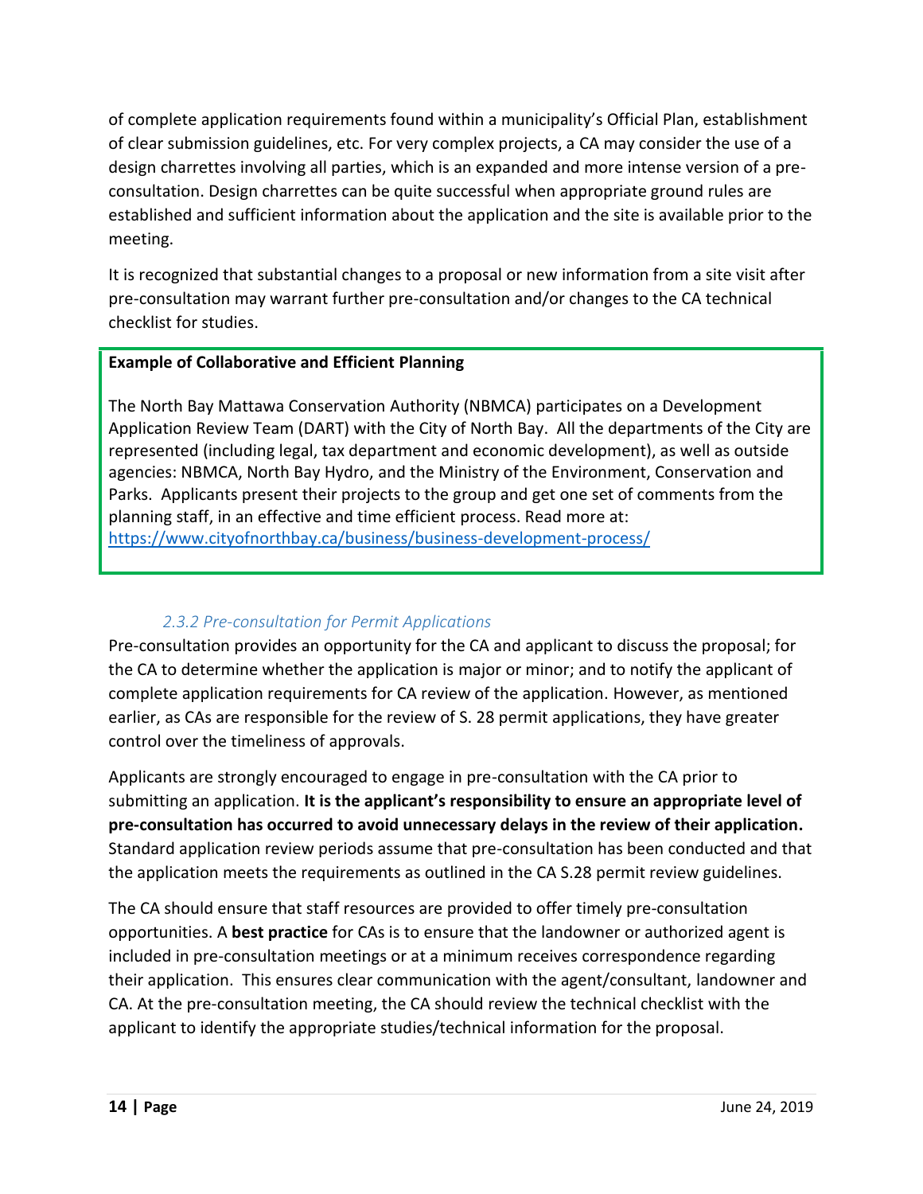of complete application requirements found within a municipality's Official Plan, establishment of clear submission guidelines, etc. For very complex projects, a CA may consider the use of a design charrettes involving all parties, which is an expanded and more intense version of a pre-consultation. Design charrettes can be quite successful when appropriate ground rules are established and sufficient information about the application and the site is available prior to the meeting.

It is recognized that substantial changes to a proposal or new information from a site visit after pre-consultation may warrant further pre-consultation and/or changes to the CA technical checklist for studies.

> **Example of Collaborative and Efficient Planning**
>
> The North Bay Mattawa Conservation Authority (NBMCA) participates on a Development Application Review Team (DART) with the City of North Bay. All the departments of the City are represented (including legal, tax department and economic development), as well as outside agencies: NBMCA, North Bay Hydro, and the Ministry of the Environment, Conservation and Parks. Applicants present their projects to the group and get one set of comments from the planning staff, in an effective and time efficient process. Read more at: https://www.cityofnorthbay.ca/business/business-development-process/

### *2.3.2 Pre-consultation for Permit Applications*

Pre-consultation provides an opportunity for the CA and applicant to discuss the proposal; for the CA to determine whether the application is major or minor; and to notify the applicant of complete application requirements for CA review of the application. However, as mentioned earlier, as CAs are responsible for the review of S. 28 permit applications, they have greater control over the timeliness of approvals.

Applicants are strongly encouraged to engage in pre-consultation with the CA prior to submitting an application. **It is the applicant's responsibility to ensure an appropriate level of pre-consultation has occurred to avoid unnecessary delays in the review of their application.** Standard application review periods assume that pre-consultation has been conducted and that the application meets the requirements as outlined in the CA S.28 permit review guidelines.

The CA should ensure that staff resources are provided to offer timely pre-consultation opportunities. A **best practice** for CAs is to ensure that the landowner or authorized agent is included in pre-consultation meetings or at a minimum receives correspondence regarding their application. This ensures clear communication with the agent/consultant, landowner and CA. At the pre-consultation meeting, the CA should review the technical checklist with the applicant to identify the appropriate studies/technical information for the proposal.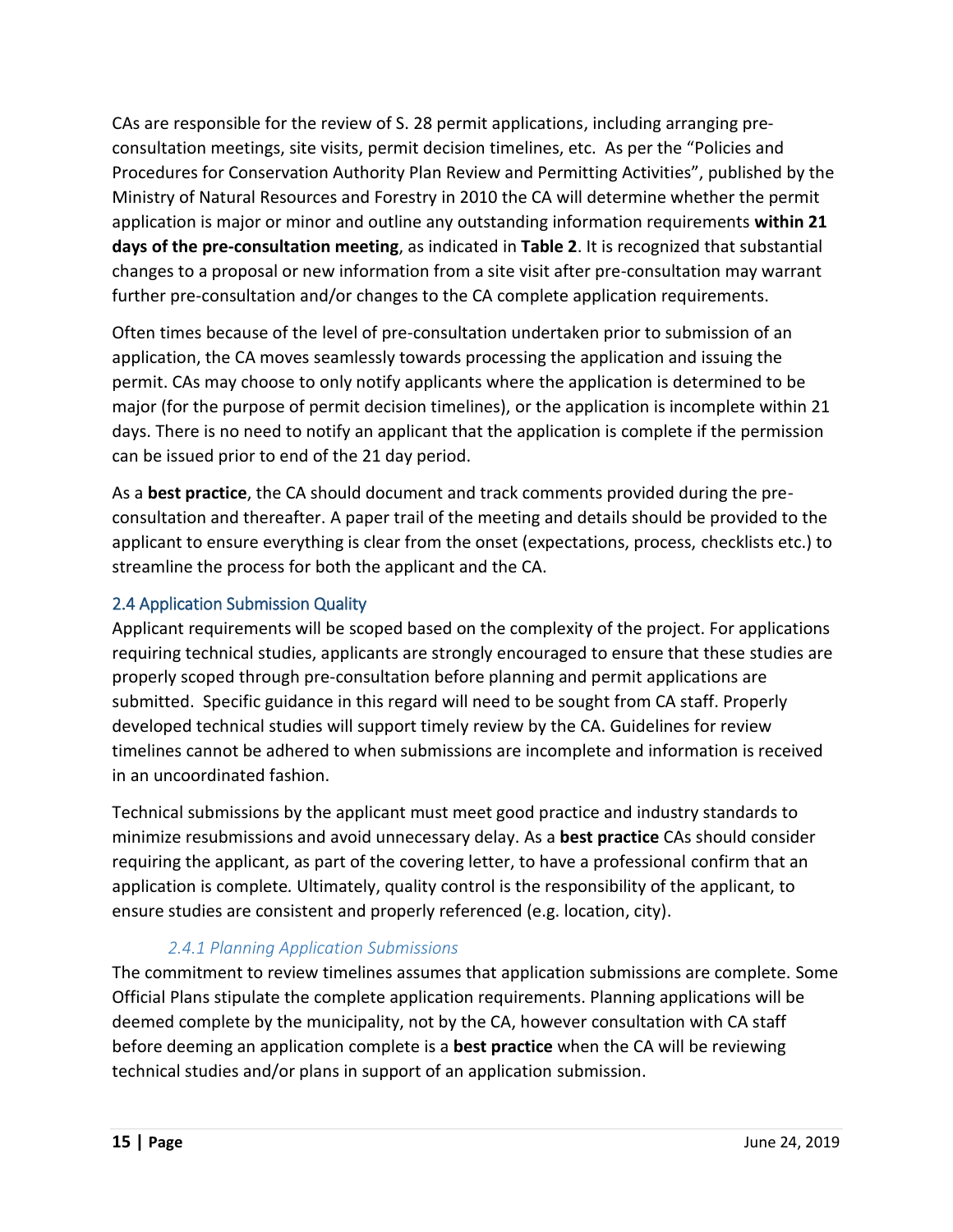CAs are responsible for the review of S. 28 permit applications, including arranging pre-consultation meetings, site visits, permit decision timelines, etc. As per the "Policies and Procedures for Conservation Authority Plan Review and Permitting Activities", published by the Ministry of Natural Resources and Forestry in 2010 the CA will determine whether the permit application is major or minor and outline any outstanding information requirements **within 21 days of the pre-consultation meeting**, as indicated in **Table 2**. It is recognized that substantial changes to a proposal or new information from a site visit after pre-consultation may warrant further pre-consultation and/or changes to the CA complete application requirements.

Often times because of the level of pre-consultation undertaken prior to submission of an application, the CA moves seamlessly towards processing the application and issuing the permit. CAs may choose to only notify applicants where the application is determined to be major (for the purpose of permit decision timelines), or the application is incomplete within 21 days. There is no need to notify an applicant that the application is complete if the permission can be issued prior to end of the 21 day period.

As a **best practice**, the CA should document and track comments provided during the pre-consultation and thereafter. A paper trail of the meeting and details should be provided to the applicant to ensure everything is clear from the onset (expectations, process, checklists etc.) to streamline the process for both the applicant and the CA.

## 2.4 Application Submission Quality

Applicant requirements will be scoped based on the complexity of the project. For applications requiring technical studies, applicants are strongly encouraged to ensure that these studies are properly scoped through pre-consultation before planning and permit applications are submitted. Specific guidance in this regard will need to be sought from CA staff. Properly developed technical studies will support timely review by the CA. Guidelines for review timelines cannot be adhered to when submissions are incomplete and information is received in an uncoordinated fashion.

Technical submissions by the applicant must meet good practice and industry standards to minimize resubmissions and avoid unnecessary delay. As a **best practice** CAs should consider requiring the applicant, as part of the covering letter, to have a professional confirm that an application is complete. Ultimately, quality control is the responsibility of the applicant, to ensure studies are consistent and properly referenced (e.g. location, city).

### *2.4.1 Planning Application Submissions*

The commitment to review timelines assumes that application submissions are complete. Some Official Plans stipulate the complete application requirements. Planning applications will be deemed complete by the municipality, not by the CA, however consultation with CA staff before deeming an application complete is a **best practice** when the CA will be reviewing technical studies and/or plans in support of an application submission.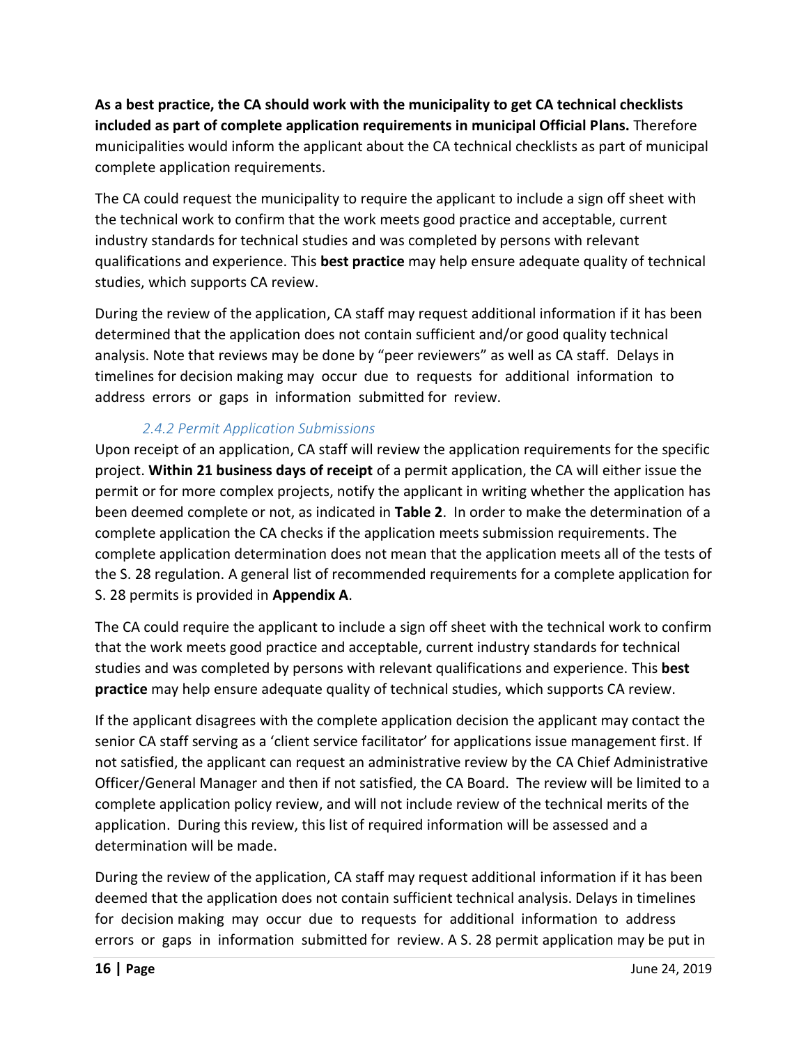**As a best practice, the CA should work with the municipality to get CA technical checklists included as part of complete application requirements in municipal Official Plans.** Therefore municipalities would inform the applicant about the CA technical checklists as part of municipal complete application requirements.

The CA could request the municipality to require the applicant to include a sign off sheet with the technical work to confirm that the work meets good practice and acceptable, current industry standards for technical studies and was completed by persons with relevant qualifications and experience. This **best practice** may help ensure adequate quality of technical studies, which supports CA review.

During the review of the application, CA staff may request additional information if it has been determined that the application does not contain sufficient and/or good quality technical analysis. Note that reviews may be done by "peer reviewers" as well as CA staff. Delays in timelines for decision making may occur due to requests for additional information to address errors or gaps in information submitted for review.

#### *2.4.2 Permit Application Submissions*

Upon receipt of an application, CA staff will review the application requirements for the specific project. **Within 21 business days of receipt** of a permit application, the CA will either issue the permit or for more complex projects, notify the applicant in writing whether the application has been deemed complete or not, as indicated in **Table 2**. In order to make the determination of a complete application the CA checks if the application meets submission requirements. The complete application determination does not mean that the application meets all of the tests of the S. 28 regulation. A general list of recommended requirements for a complete application for S. 28 permits is provided in **Appendix A**.

The CA could require the applicant to include a sign off sheet with the technical work to confirm that the work meets good practice and acceptable, current industry standards for technical studies and was completed by persons with relevant qualifications and experience. This **best practice** may help ensure adequate quality of technical studies, which supports CA review.

If the applicant disagrees with the complete application decision the applicant may contact the senior CA staff serving as a 'client service facilitator' for applications issue management first. If not satisfied, the applicant can request an administrative review by the CA Chief Administrative Officer/General Manager and then if not satisfied, the CA Board. The review will be limited to a complete application policy review, and will not include review of the technical merits of the application. During this review, this list of required information will be assessed and a determination will be made.

During the review of the application, CA staff may request additional information if it has been deemed that the application does not contain sufficient technical analysis. Delays in timelines for decision making may occur due to requests for additional information to address errors or gaps in information submitted for review. A S. 28 permit application may be put in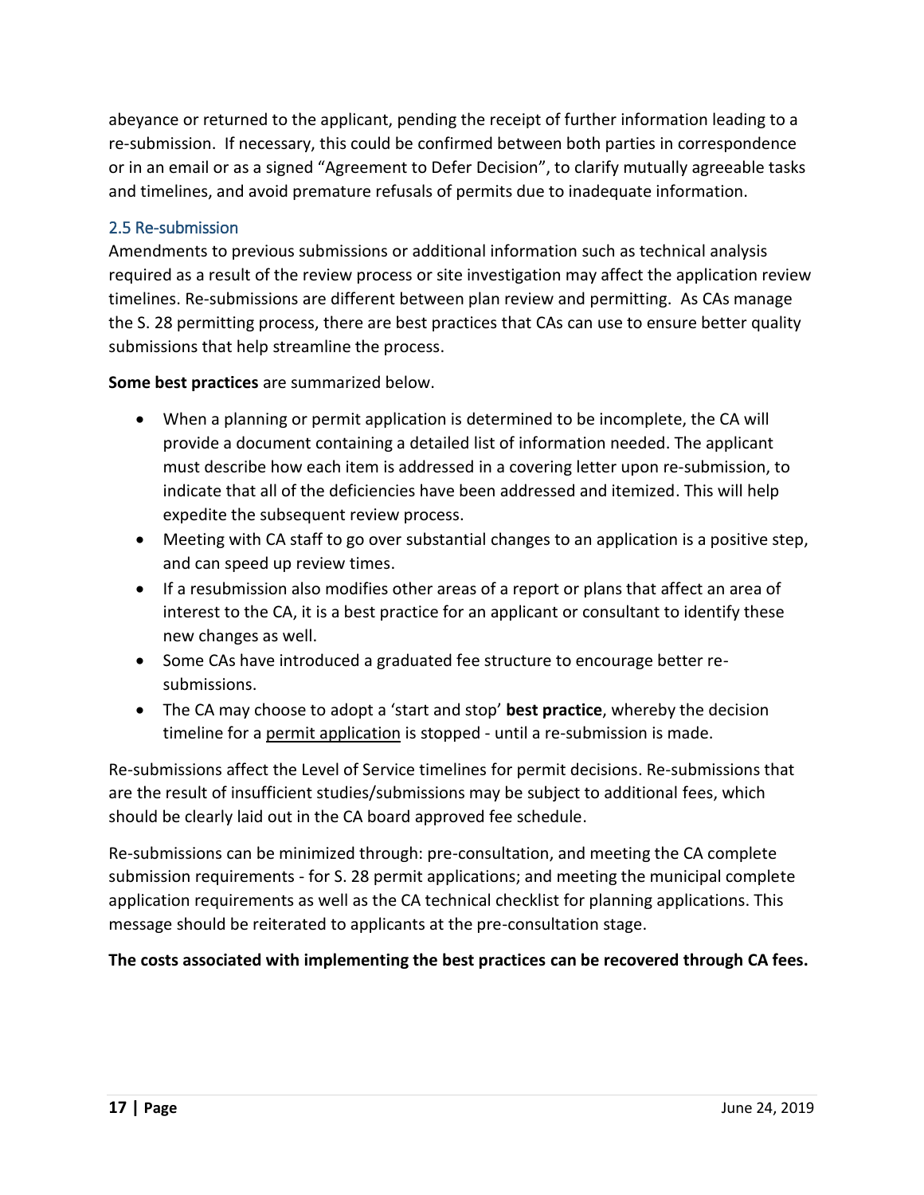abeyance or returned to the applicant, pending the receipt of further information leading to a re-submission. If necessary, this could be confirmed between both parties in correspondence or in an email or as a signed “Agreement to Defer Decision”, to clarify mutually agreeable tasks and timelines, and avoid premature refusals of permits due to inadequate information.

### 2.5 Re-submission

Amendments to previous submissions or additional information such as technical analysis required as a result of the review process or site investigation may affect the application review timelines. Re-submissions are different between plan review and permitting. As CAs manage the S. 28 permitting process, there are best practices that CAs can use to ensure better quality submissions that help streamline the process.

**Some best practices** are summarized below.

- When a planning or permit application is determined to be incomplete, the CA will provide a document containing a detailed list of information needed. The applicant must describe how each item is addressed in a covering letter upon re-submission, to indicate that all of the deficiencies have been addressed and itemized. This will help expedite the subsequent review process.
- Meeting with CA staff to go over substantial changes to an application is a positive step, and can speed up review times.
- If a resubmission also modifies other areas of a report or plans that affect an area of interest to the CA, it is a best practice for an applicant or consultant to identify these new changes as well.
- Some CAs have introduced a graduated fee structure to encourage better re-submissions.
- The CA may choose to adopt a ‘start and stop’ **best practice**, whereby the decision timeline for a <u>permit application</u> is stopped - until a re-submission is made.

Re-submissions affect the Level of Service timelines for permit decisions. Re-submissions that are the result of insufficient studies/submissions may be subject to additional fees, which should be clearly laid out in the CA board approved fee schedule.

Re-submissions can be minimized through: pre-consultation, and meeting the CA complete submission requirements - for S. 28 permit applications; and meeting the municipal complete application requirements as well as the CA technical checklist for planning applications. This message should be reiterated to applicants at the pre-consultation stage.

**The costs associated with implementing the best practices can be recovered through CA fees.**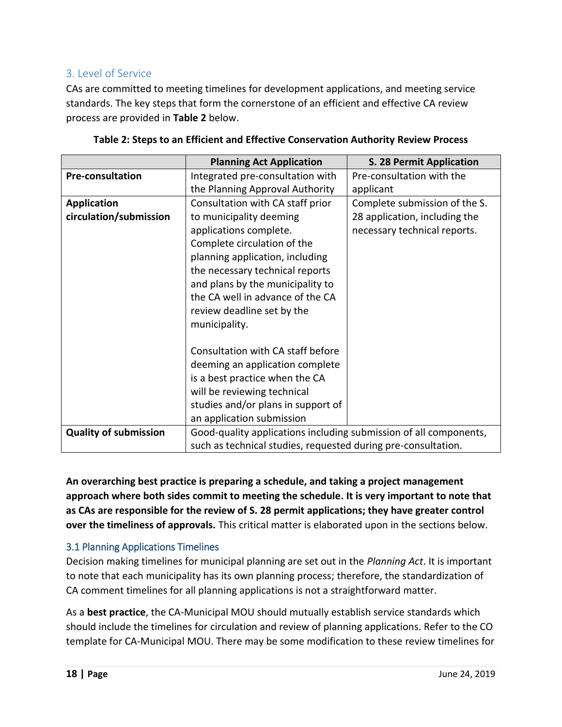## 3. Level of Service

CAs are committed to meeting timelines for development applications, and meeting service standards. The key steps that form the cornerstone of an efficient and effective CA review process are provided in **Table 2** below.

**Table 2: Steps to an Efficient and Effective Conservation Authority Review Process**

| | Planning Act Application | S. 28 Permit Application |
|---|---|---|
| **Pre-consultation** | Integrated pre-consultation with the Planning Approval Authority | Pre-consultation with the applicant |
| **Application circulation/submission** | Consultation with CA staff prior to municipality deeming applications complete. Complete circulation of the planning application, including the necessary technical reports and plans by the municipality to the CA well in advance of the CA review deadline set by the municipality.<br><br>Consultation with CA staff before deeming an application complete is a best practice when the CA will be reviewing technical studies and/or plans in support of an application submission | Complete submission of the S. 28 application, including the necessary technical reports. |
| **Quality of submission** | Good-quality applications including submission of all components, such as technical studies, requested during pre-consultation. | |

**An overarching best practice is preparing a schedule, and taking a project management approach where both sides commit to meeting the schedule. It is very important to note that as CAs are responsible for the review of S. 28 permit applications; they have greater control over the timeliness of approvals.** This critical matter is elaborated upon in the sections below.

### 3.1 Planning Applications Timelines

Decision making timelines for municipal planning are set out in the *Planning Act*. It is important to note that each municipality has its own planning process; therefore, the standardization of CA comment timelines for all planning applications is not a straightforward matter.

As a **best practice**, the CA-Municipal MOU should mutually establish service standards which should include the timelines for circulation and review of planning applications. Refer to the CO template for CA-Municipal MOU. There may be some modification to these review timelines for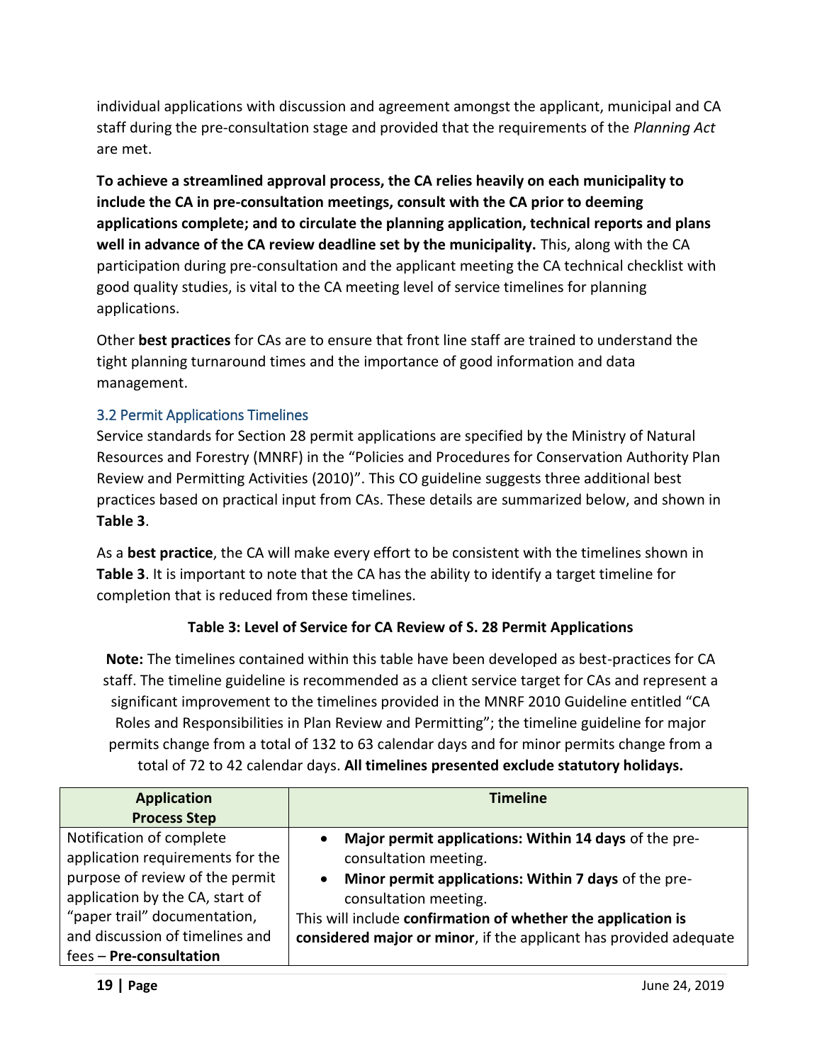individual applications with discussion and agreement amongst the applicant, municipal and CA staff during the pre-consultation stage and provided that the requirements of the *Planning Act* are met.

**To achieve a streamlined approval process, the CA relies heavily on each municipality to include the CA in pre-consultation meetings, consult with the CA prior to deeming applications complete; and to circulate the planning application, technical reports and plans well in advance of the CA review deadline set by the municipality.** This, along with the CA participation during pre-consultation and the applicant meeting the CA technical checklist with good quality studies, is vital to the CA meeting level of service timelines for planning applications.

Other **best practices** for CAs are to ensure that front line staff are trained to understand the tight planning turnaround times and the importance of good information and data management.

### 3.2 Permit Applications Timelines

Service standards for Section 28 permit applications are specified by the Ministry of Natural Resources and Forestry (MNRF) in the "Policies and Procedures for Conservation Authority Plan Review and Permitting Activities (2010)". This CO guideline suggests three additional best practices based on practical input from CAs. These details are summarized below, and shown in **Table 3**.

As a **best practice**, the CA will make every effort to be consistent with the timelines shown in **Table 3**. It is important to note that the CA has the ability to identify a target timeline for completion that is reduced from these timelines.

**Table 3: Level of Service for CA Review of S. 28 Permit Applications**

**Note:** The timelines contained within this table have been developed as best-practices for CA staff. The timeline guideline is recommended as a client service target for CAs and represent a significant improvement to the timelines provided in the MNRF 2010 Guideline entitled "CA Roles and Responsibilities in Plan Review and Permitting"; the timeline guideline for major permits change from a total of 132 to 63 calendar days and for minor permits change from a total of 72 to 42 calendar days. **All timelines presented exclude statutory holidays.**

| Application Process Step | Timeline |
|---|---|
| Notification of complete application requirements for the purpose of review of the permit application by the CA, start of "paper trail" documentation, and discussion of timelines and fees – **Pre-consultation** | • **Major permit applications: Within 14 days** of the pre-consultation meeting.<br>• **Minor permit applications: Within 7 days** of the pre-consultation meeting.<br>This will include **confirmation of whether the application is considered major or minor**, if the applicant has provided adequate |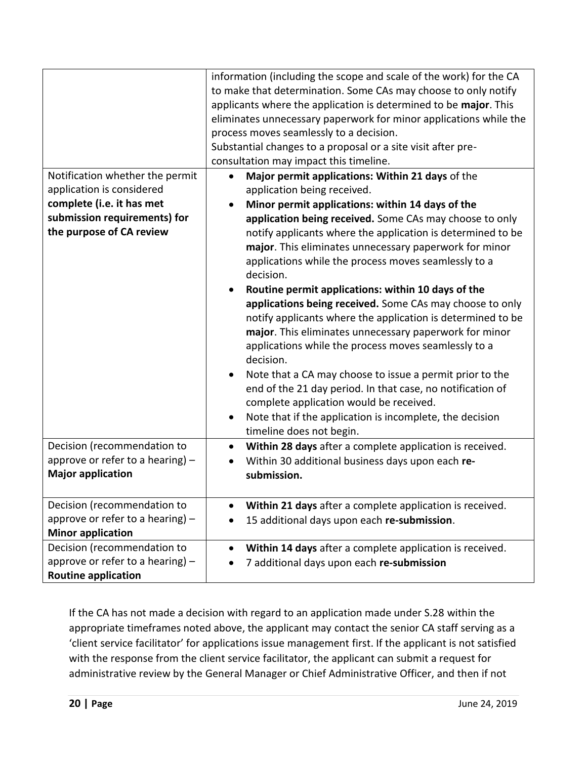| | |
|---|---|
| | information (including the scope and scale of the work) for the CA to make that determination. Some CAs may choose to only notify applicants where the application is determined to be **major**. This eliminates unnecessary paperwork for minor applications while the process moves seamlessly to a decision.<br>Substantial changes to a proposal or a site visit after pre-consultation may impact this timeline. |
| Notification whether the permit application is considered **complete (i.e. it has met submission requirements) for the purpose of CA review** | • **Major permit applications: Within 21 days** of the application being received.<br>• **Minor permit applications: within 14 days of the application being received.** Some CAs may choose to only notify applicants where the application is determined to be **major**. This eliminates unnecessary paperwork for minor applications while the process moves seamlessly to a decision.<br>• **Routine permit applications: within 10 days of the applications being received.** Some CAs may choose to only notify applicants where the application is determined to be **major**. This eliminates unnecessary paperwork for minor applications while the process moves seamlessly to a decision.<br>• Note that a CA may choose to issue a permit prior to the end of the 21 day period. In that case, no notification of complete application would be received.<br>• Note that if the application is incomplete, the decision timeline does not begin. |
| Decision (recommendation to approve or refer to a hearing) – **Major application** | • **Within 28 days** after a complete application is received.<br>• Within 30 additional business days upon each **re-submission.** |
| Decision (recommendation to approve or refer to a hearing) – **Minor application** | • **Within 21 days** after a complete application is received.<br>• 15 additional days upon each **re-submission**. |
| Decision (recommendation to approve or refer to a hearing) – **Routine application** | • **Within 14 days** after a complete application is received.<br>• 7 additional days upon each **re-submission** |

If the CA has not made a decision with regard to an application made under S.28 within the appropriate timeframes noted above, the applicant may contact the senior CA staff serving as a 'client service facilitator' for applications issue management first. If the applicant is not satisfied with the response from the client service facilitator, the applicant can submit a request for administrative review by the General Manager or Chief Administrative Officer, and then if not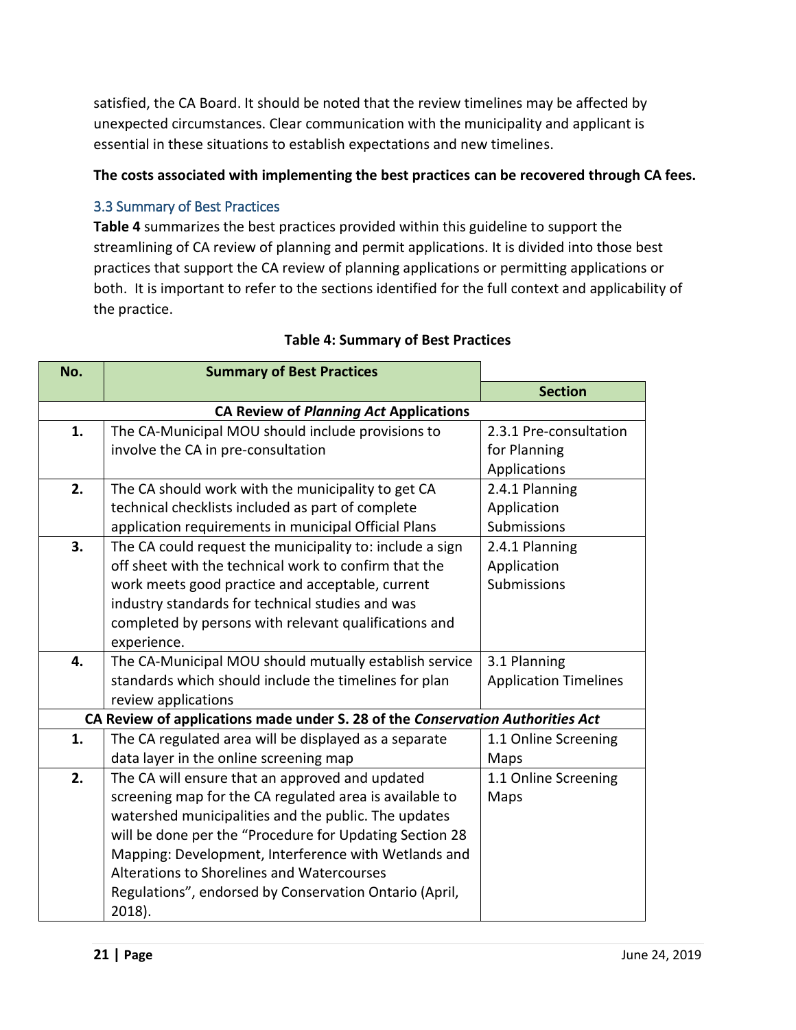satisfied, the CA Board. It should be noted that the review timelines may be affected by unexpected circumstances. Clear communication with the municipality and applicant is essential in these situations to establish expectations and new timelines.

**The costs associated with implementing the best practices can be recovered through CA fees.**

### 3.3 Summary of Best Practices

**Table 4** summarizes the best practices provided within this guideline to support the streamlining of CA review of planning and permit applications. It is divided into those best practices that support the CA review of planning applications or permitting applications or both. It is important to refer to the sections identified for the full context and applicability of the practice.

**Table 4: Summary of Best Practices**

| No. | Summary of Best Practices | Section |
|---|---|---|
| | **CA Review of *Planning Act* Applications** | |
| **1.** | The CA-Municipal MOU should include provisions to involve the CA in pre-consultation | 2.3.1 Pre-consultation for Planning Applications |
| **2.** | The CA should work with the municipality to get CA technical checklists included as part of complete application requirements in municipal Official Plans | 2.4.1 Planning Application Submissions |
| **3.** | The CA could request the municipality to: include a sign off sheet with the technical work to confirm that the work meets good practice and acceptable, current industry standards for technical studies and was completed by persons with relevant qualifications and experience. | 2.4.1 Planning Application Submissions |
| **4.** | The CA-Municipal MOU should mutually establish service standards which should include the timelines for plan review applications | 3.1 Planning Application Timelines |
| | **CA Review of applications made under S. 28 of the *Conservation Authorities Act*** | |
| **1.** | The CA regulated area will be displayed as a separate data layer in the online screening map | 1.1 Online Screening Maps |
| **2.** | The CA will ensure that an approved and updated screening map for the CA regulated area is available to watershed municipalities and the public. The updates will be done per the "Procedure for Updating Section 28 Mapping: Development, Interference with Wetlands and Alterations to Shorelines and Watercourses Regulations", endorsed by Conservation Ontario (April, 2018). | 1.1 Online Screening Maps |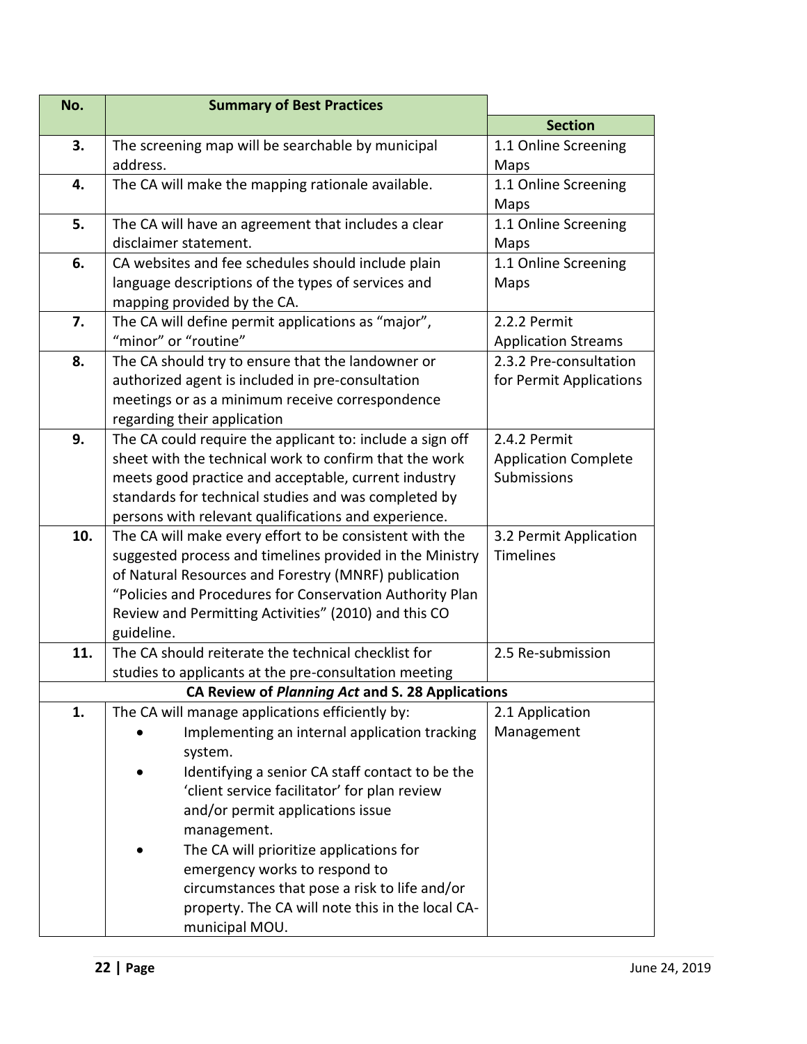| No. | Summary of Best Practices | Section |
|---|---|---|
| **3.** | The screening map will be searchable by municipal address. | 1.1 Online Screening Maps |
| **4.** | The CA will make the mapping rationale available. | 1.1 Online Screening Maps |
| **5.** | The CA will have an agreement that includes a clear disclaimer statement. | 1.1 Online Screening Maps |
| **6.** | CA websites and fee schedules should include plain language descriptions of the types of services and mapping provided by the CA. | 1.1 Online Screening Maps |
| **7.** | The CA will define permit applications as "major", "minor" or "routine" | 2.2.2 Permit Application Streams |
| **8.** | The CA should try to ensure that the landowner or authorized agent is included in pre-consultation meetings or as a minimum receive correspondence regarding their application | 2.3.2 Pre-consultation for Permit Applications |
| **9.** | The CA could require the applicant to: include a sign off sheet with the technical work to confirm that the work meets good practice and acceptable, current industry standards for technical studies and was completed by persons with relevant qualifications and experience. | 2.4.2 Permit Application Complete Submissions |
| **10.** | The CA will make every effort to be consistent with the suggested process and timelines provided in the Ministry of Natural Resources and Forestry (MNRF) publication "Policies and Procedures for Conservation Authority Plan Review and Permitting Activities" (2010) and this CO guideline. | 3.2 Permit Application Timelines |
| **11.** | The CA should reiterate the technical checklist for studies to applicants at the pre-consultation meeting | 2.5 Re-submission |
| | **CA Review of *Planning Act* and S. 28 Applications** | |
| **1.** | The CA will manage applications efficiently by: <br>• Implementing an internal application tracking system. <br>• Identifying a senior CA staff contact to be the 'client service facilitator' for plan review and/or permit applications issue management. <br>• The CA will prioritize applications for emergency works to respond to circumstances that pose a risk to life and/or property. The CA will note this in the local CA-municipal MOU. | 2.1 Application Management |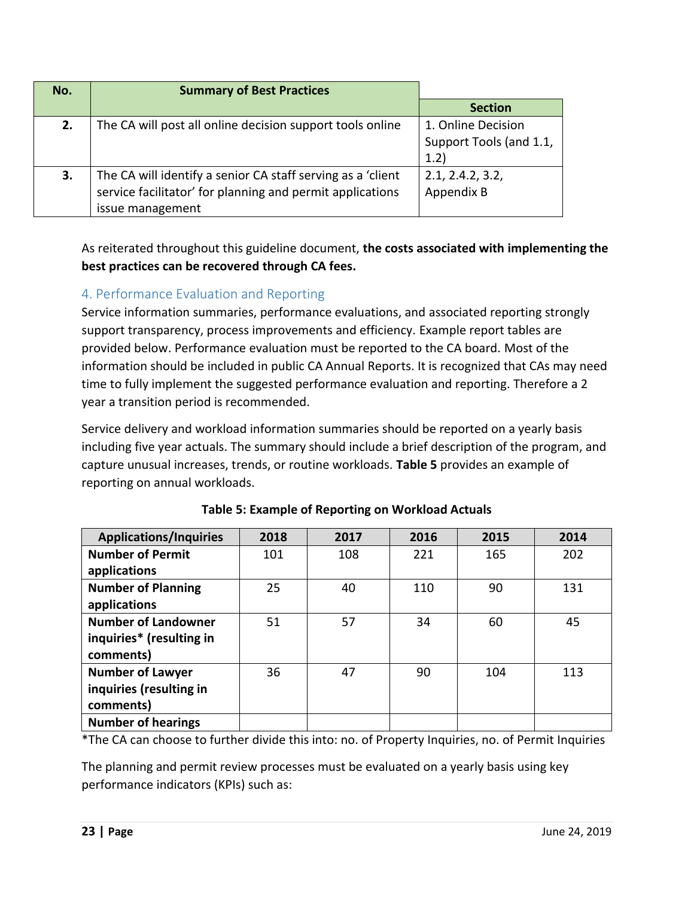| No. | Summary of Best Practices | Section |
|---|---|---|
| **2.** | The CA will post all online decision support tools online | 1. Online Decision Support Tools (and 1.1, 1.2) |
| **3.** | The CA will identify a senior CA staff serving as a 'client service facilitator' for planning and permit applications issue management | 2.1, 2.4.2, 3.2, Appendix B |

As reiterated throughout this guideline document, **the costs associated with implementing the best practices can be recovered through CA fees.**

## 4. Performance Evaluation and Reporting

Service information summaries, performance evaluations, and associated reporting strongly support transparency, process improvements and efficiency. Example report tables are provided below. Performance evaluation must be reported to the CA board. Most of the information should be included in public CA Annual Reports. It is recognized that CAs may need time to fully implement the suggested performance evaluation and reporting. Therefore a 2 year a transition period is recommended.

Service delivery and workload information summaries should be reported on a yearly basis including five year actuals. The summary should include a brief description of the program, and capture unusual increases, trends, or routine workloads. **Table 5** provides an example of reporting on annual workloads.

**Table 5: Example of Reporting on Workload Actuals**

| Applications/Inquiries | 2018 | 2017 | 2016 | 2015 | 2014 |
|---|---|---|---|---|---|
| **Number of Permit applications** | 101 | 108 | 221 | 165 | 202 |
| **Number of Planning applications** | 25 | 40 | 110 | 90 | 131 |
| **Number of Landowner inquiries* (resulting in comments)** | 51 | 57 | 34 | 60 | 45 |
| **Number of Lawyer inquiries (resulting in comments)** | 36 | 47 | 90 | 104 | 113 |
| **Number of hearings** | | | | | |

*The CA can choose to further divide this into: no. of Property Inquiries, no. of Permit Inquiries

The planning and permit review processes must be evaluated on a yearly basis using key performance indicators (KPIs) such as: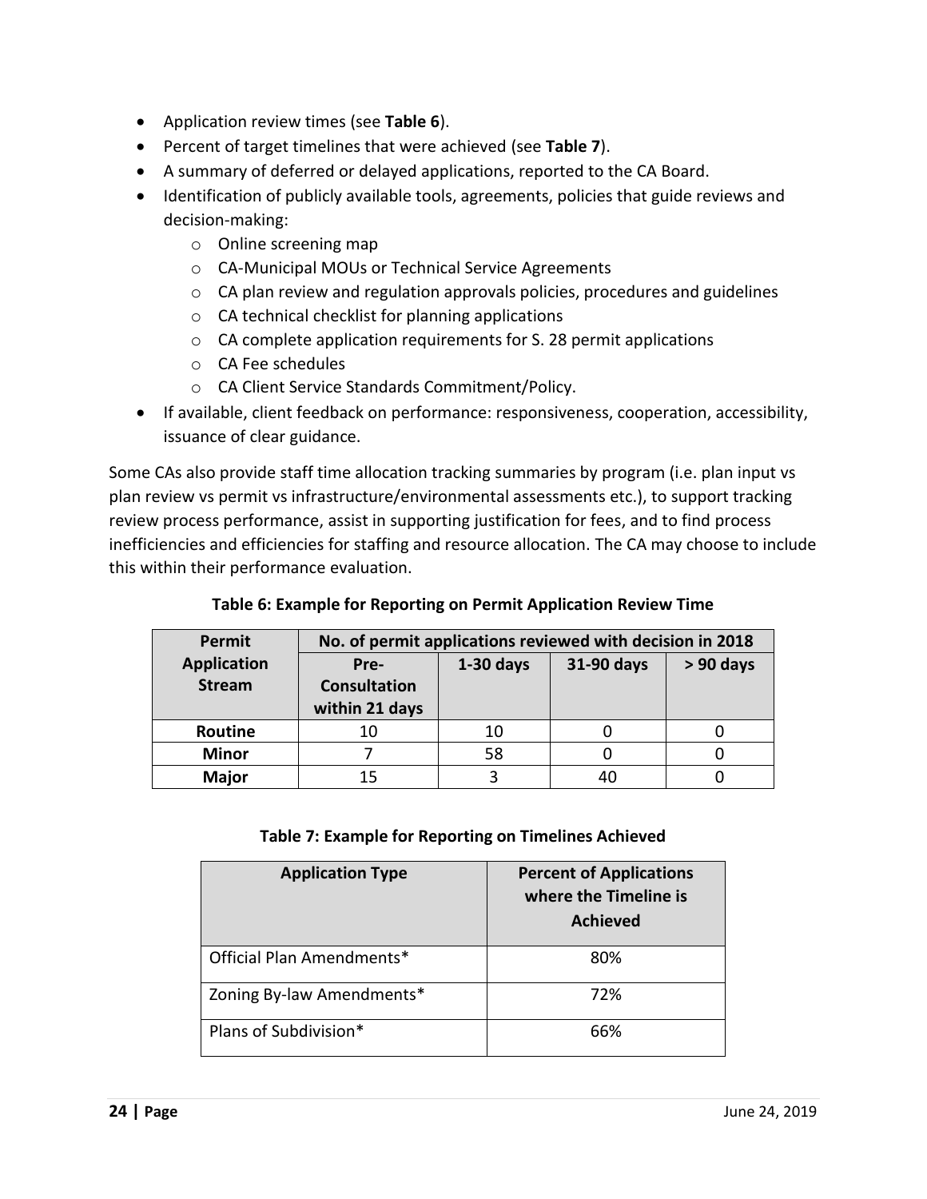- Application review times (see **Table 6**).
- Percent of target timelines that were achieved (see **Table 7**).
- A summary of deferred or delayed applications, reported to the CA Board.
- Identification of publicly available tools, agreements, policies that guide reviews and decision-making:
    - Online screening map
    - CA-Municipal MOUs or Technical Service Agreements
    - CA plan review and regulation approvals policies, procedures and guidelines
    - CA technical checklist for planning applications
    - CA complete application requirements for S. 28 permit applications
    - CA Fee schedules
    - CA Client Service Standards Commitment/Policy.
- If available, client feedback on performance: responsiveness, cooperation, accessibility, issuance of clear guidance.

Some CAs also provide staff time allocation tracking summaries by program (i.e. plan input vs plan review vs permit vs infrastructure/environmental assessments etc.), to support tracking review process performance, assist in supporting justification for fees, and to find process inefficiencies and efficiencies for staffing and resource allocation. The CA may choose to include this within their performance evaluation.

**Table 6: Example for Reporting on Permit Application Review Time**

| Permit Application Stream | No. of permit applications reviewed with decision in 2018 | | | |
|---|---|---|---|---|
| | Pre-Consultation within 21 days | 1-30 days | 31-90 days | > 90 days |
| **Routine** | 10 | 10 | 0 | 0 |
| **Minor** | 7 | 58 | 0 | 0 |
| **Major** | 15 | 3 | 40 | 0 |

**Table 7: Example for Reporting on Timelines Achieved**

| Application Type | Percent of Applications where the Timeline is Achieved |
|---|---|
| Official Plan Amendments* | 80% |
| Zoning By-law Amendments* | 72% |
| Plans of Subdivision* | 66% |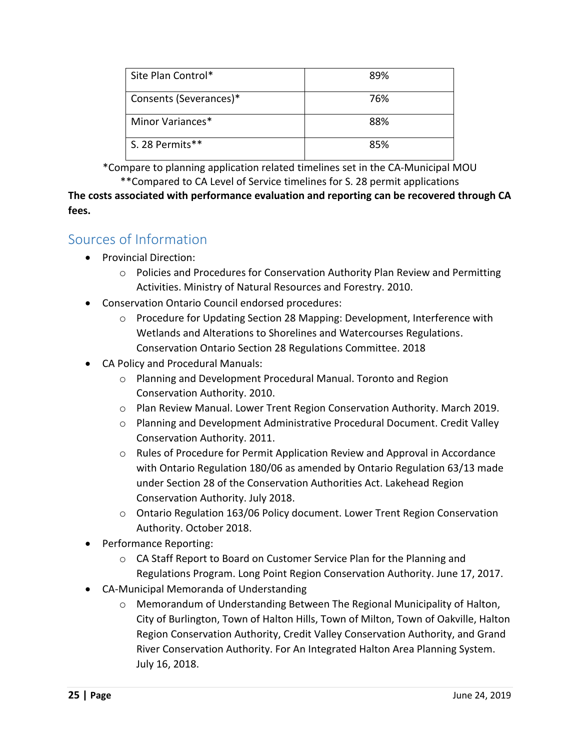| Site Plan Control* | 89% |
| --- | --- |
| Consents (Severances)* | 76% |
| Minor Variances* | 88% |
| S. 28 Permits** | 85% |

*Compare to planning application related timelines set in the CA-Municipal MOU

**Compared to CA Level of Service timelines for S. 28 permit applications

**The costs associated with performance evaluation and reporting can be recovered through CA fees.**

## Sources of Information

- Provincial Direction:
  - Policies and Procedures for Conservation Authority Plan Review and Permitting Activities. Ministry of Natural Resources and Forestry. 2010.
- Conservation Ontario Council endorsed procedures:
  - Procedure for Updating Section 28 Mapping: Development, Interference with Wetlands and Alterations to Shorelines and Watercourses Regulations. Conservation Ontario Section 28 Regulations Committee. 2018
- CA Policy and Procedural Manuals:
  - Planning and Development Procedural Manual. Toronto and Region Conservation Authority. 2010.
  - Plan Review Manual. Lower Trent Region Conservation Authority. March 2019.
  - Planning and Development Administrative Procedural Document. Credit Valley Conservation Authority. 2011.
  - Rules of Procedure for Permit Application Review and Approval in Accordance with Ontario Regulation 180/06 as amended by Ontario Regulation 63/13 made under Section 28 of the Conservation Authorities Act. Lakehead Region Conservation Authority. July 2018.
  - Ontario Regulation 163/06 Policy document. Lower Trent Region Conservation Authority. October 2018.
- Performance Reporting:
  - CA Staff Report to Board on Customer Service Plan for the Planning and Regulations Program. Long Point Region Conservation Authority. June 17, 2017.
- CA-Municipal Memoranda of Understanding
  - Memorandum of Understanding Between The Regional Municipality of Halton, City of Burlington, Town of Halton Hills, Town of Milton, Town of Oakville, Halton Region Conservation Authority, Credit Valley Conservation Authority, and Grand River Conservation Authority. For An Integrated Halton Area Planning System. July 16, 2018.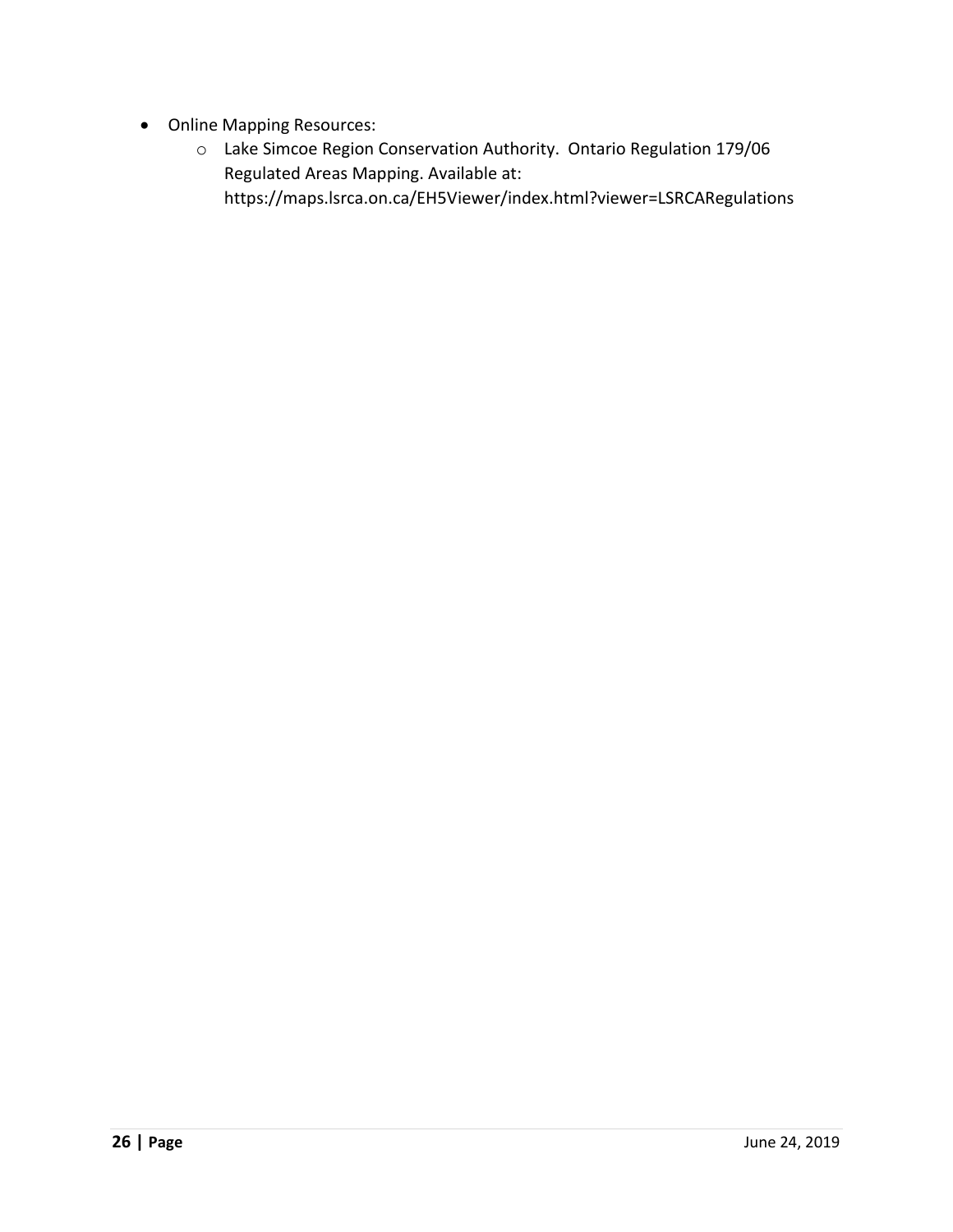- Online Mapping Resources:
  - Lake Simcoe Region Conservation Authority. Ontario Regulation 179/06 Regulated Areas Mapping. Available at: https://maps.lsrca.on.ca/EH5Viewer/index.html?viewer=LSRCARegulations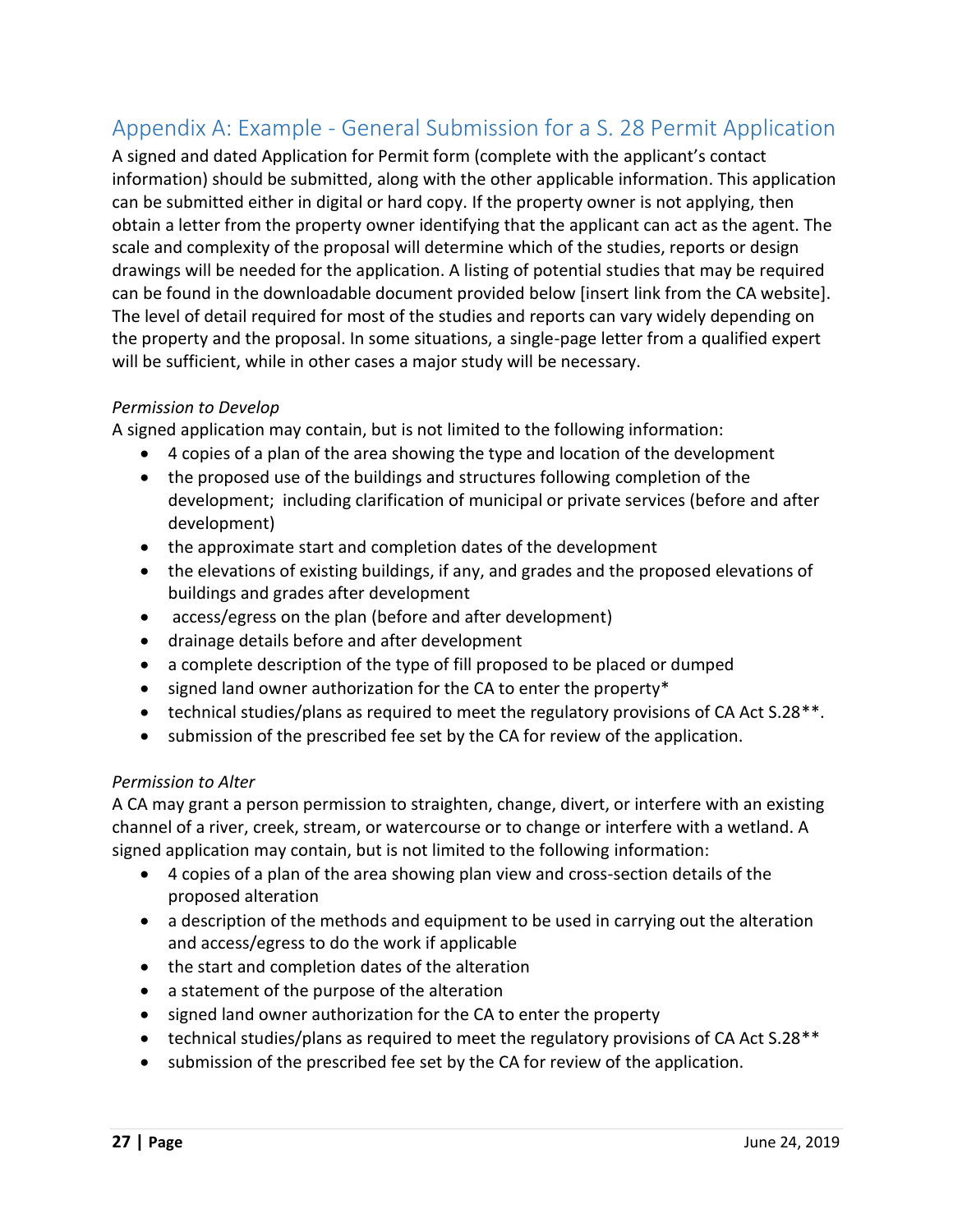## Appendix A: Example - General Submission for a S. 28 Permit Application

A signed and dated Application for Permit form (complete with the applicant's contact information) should be submitted, along with the other applicable information. This application can be submitted either in digital or hard copy. If the property owner is not applying, then obtain a letter from the property owner identifying that the applicant can act as the agent. The scale and complexity of the proposal will determine which of the studies, reports or design drawings will be needed for the application. A listing of potential studies that may be required can be found in the downloadable document provided below [insert link from the CA website]. The level of detail required for most of the studies and reports can vary widely depending on the property and the proposal. In some situations, a single-page letter from a qualified expert will be sufficient, while in other cases a major study will be necessary.

*Permission to Develop*

A signed application may contain, but is not limited to the following information:

- 4 copies of a plan of the area showing the type and location of the development
- the proposed use of the buildings and structures following completion of the development; including clarification of municipal or private services (before and after development)
- the approximate start and completion dates of the development
- the elevations of existing buildings, if any, and grades and the proposed elevations of buildings and grades after development
- access/egress on the plan (before and after development)
- drainage details before and after development
- a complete description of the type of fill proposed to be placed or dumped
- signed land owner authorization for the CA to enter the property*
- technical studies/plans as required to meet the regulatory provisions of CA Act S.28**.
- submission of the prescribed fee set by the CA for review of the application.

*Permission to Alter*

A CA may grant a person permission to straighten, change, divert, or interfere with an existing channel of a river, creek, stream, or watercourse or to change or interfere with a wetland. A signed application may contain, but is not limited to the following information:

- 4 copies of a plan of the area showing plan view and cross-section details of the proposed alteration
- a description of the methods and equipment to be used in carrying out the alteration and access/egress to do the work if applicable
- the start and completion dates of the alteration
- a statement of the purpose of the alteration
- signed land owner authorization for the CA to enter the property
- technical studies/plans as required to meet the regulatory provisions of CA Act S.28**
- submission of the prescribed fee set by the CA for review of the application.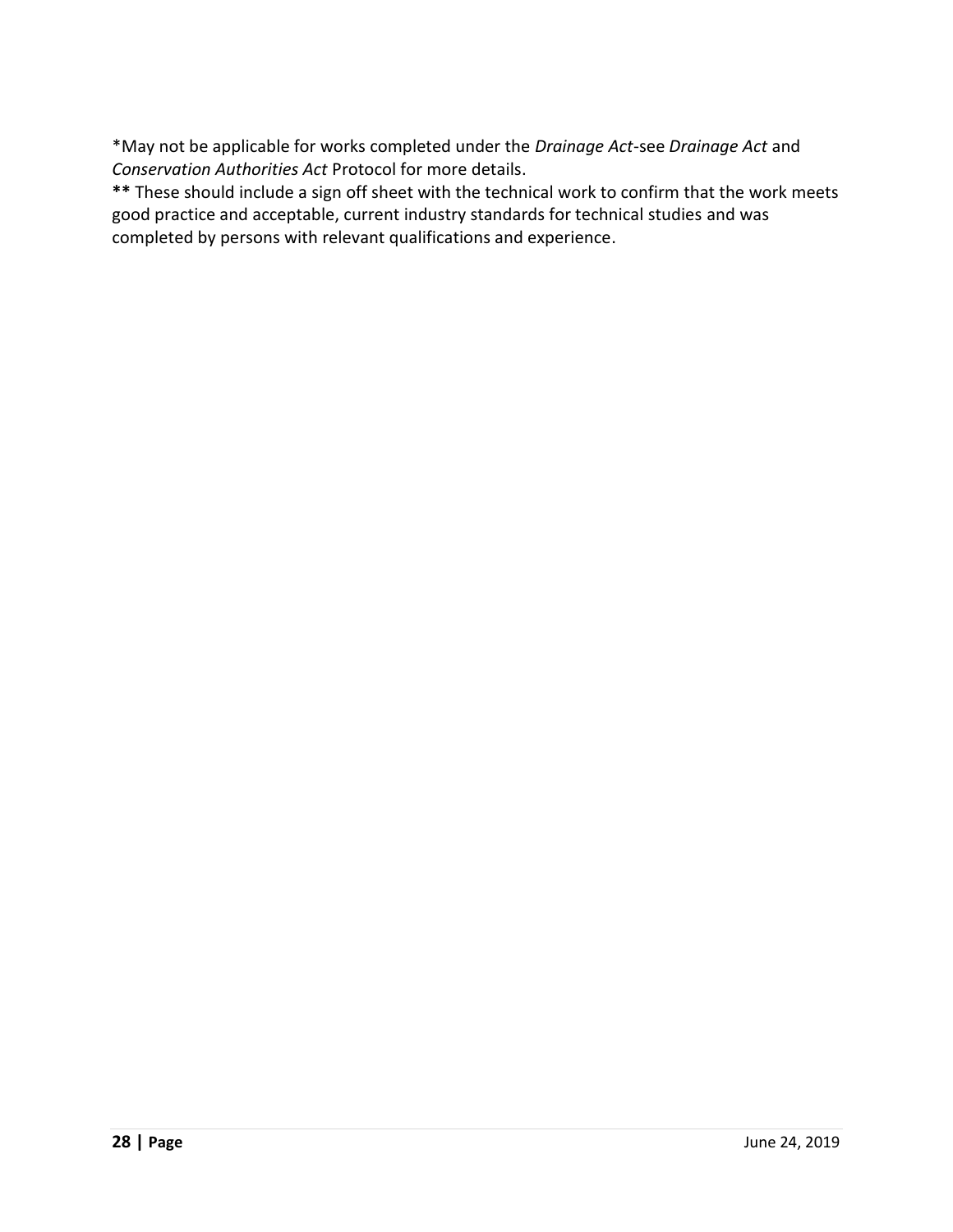*May not be applicable for works completed under the *Drainage Act*-see *Drainage Act* and *Conservation Authorities Act* Protocol for more details.

**\*\*** These should include a sign off sheet with the technical work to confirm that the work meets good practice and acceptable, current industry standards for technical studies and was completed by persons with relevant qualifications and experience.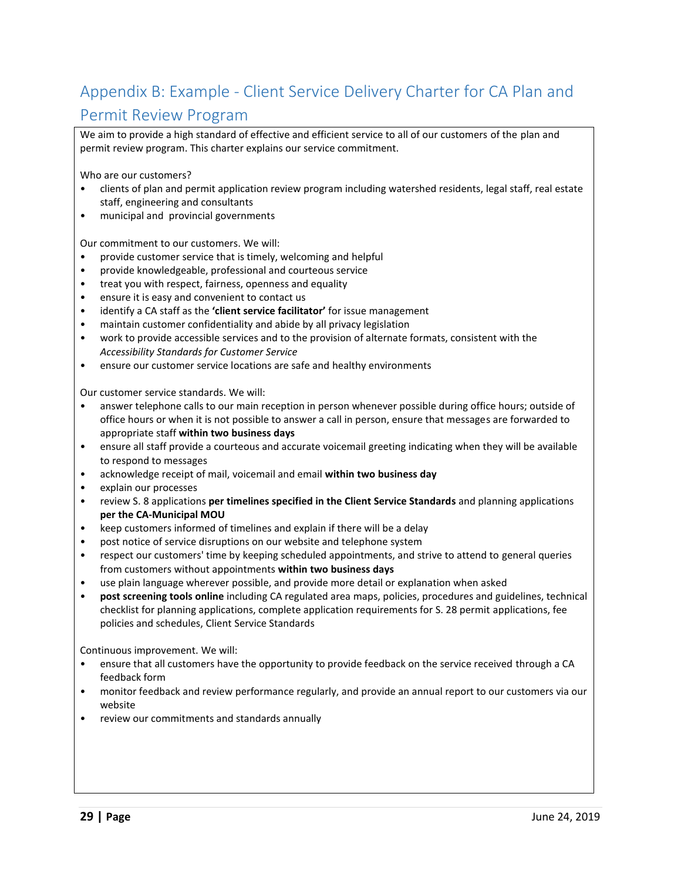## Appendix B: Example - Client Service Delivery Charter for CA Plan and Permit Review Program

We aim to provide a high standard of effective and efficient service to all of our customers of the plan and permit review program. This charter explains our service commitment.

Who are our customers?

- clients of plan and permit application review program including watershed residents, legal staff, real estate staff, engineering and consultants
- municipal and provincial governments

Our commitment to our customers. We will:

- provide customer service that is timely, welcoming and helpful
- provide knowledgeable, professional and courteous service
- treat you with respect, fairness, openness and equality
- ensure it is easy and convenient to contact us
- identify a CA staff as the **'client service facilitator'** for issue management
- maintain customer confidentiality and abide by all privacy legislation
- work to provide accessible services and to the provision of alternate formats, consistent with the *Accessibility Standards for Customer Service*
- ensure our customer service locations are safe and healthy environments

Our customer service standards. We will:

- answer telephone calls to our main reception in person whenever possible during office hours; outside of office hours or when it is not possible to answer a call in person, ensure that messages are forwarded to appropriate staff **within two business days**
- ensure all staff provide a courteous and accurate voicemail greeting indicating when they will be available to respond to messages
- acknowledge receipt of mail, voicemail and email **within two business day**
- explain our processes
- review S. 8 applications **per timelines specified in the Client Service Standards** and planning applications **per the CA-Municipal MOU**
- keep customers informed of timelines and explain if there will be a delay
- post notice of service disruptions on our website and telephone system
- respect our customers' time by keeping scheduled appointments, and strive to attend to general queries from customers without appointments **within two business days**
- use plain language wherever possible, and provide more detail or explanation when asked
- **post screening tools online** including CA regulated area maps, policies, procedures and guidelines, technical checklist for planning applications, complete application requirements for S. 28 permit applications, fee policies and schedules, Client Service Standards

Continuous improvement. We will:

- ensure that all customers have the opportunity to provide feedback on the service received through a CA feedback form
- monitor feedback and review performance regularly, and provide an annual report to our customers via our website
- review our commitments and standards annually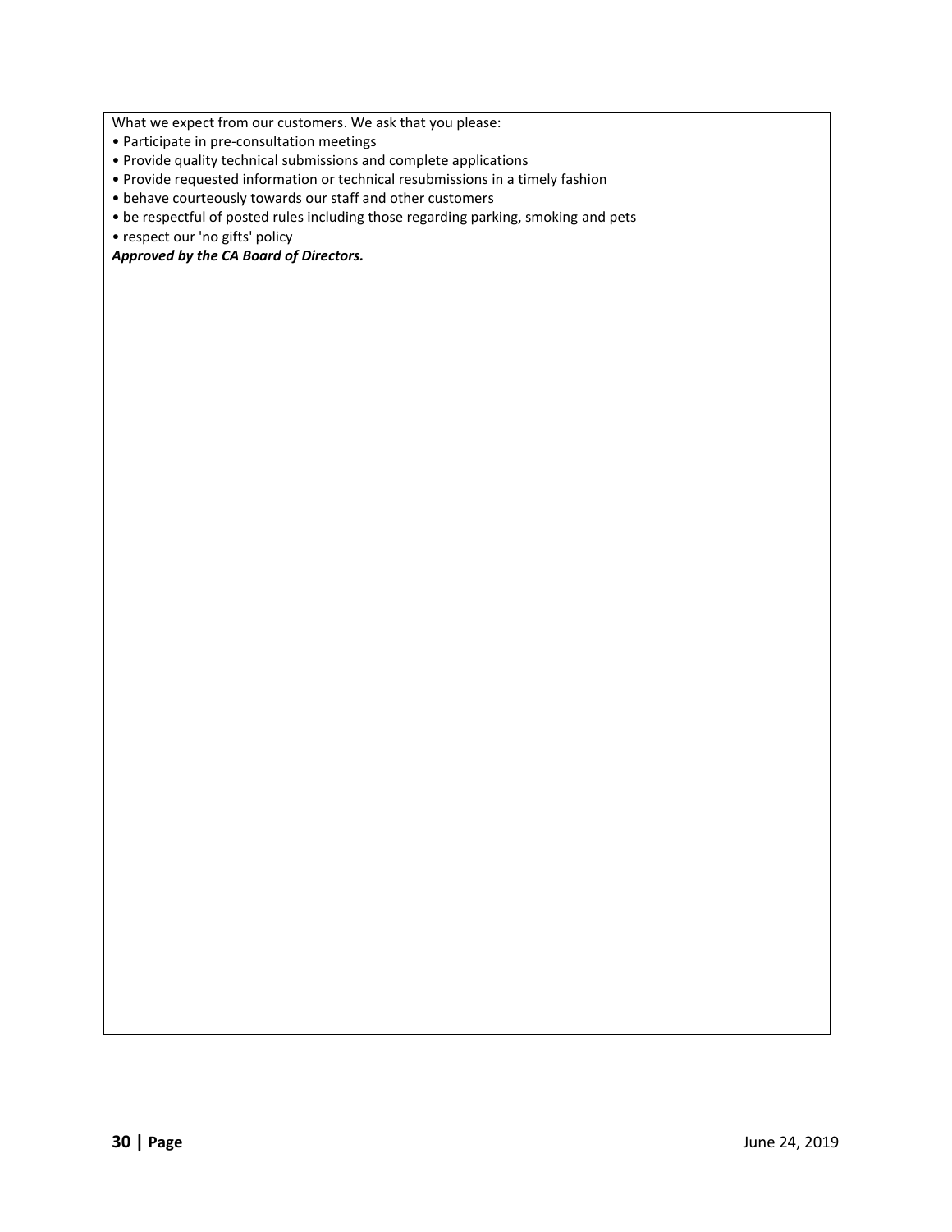What we expect from our customers. We ask that you please:

- Participate in pre-consultation meetings
- Provide quality technical submissions and complete applications
- Provide requested information or technical resubmissions in a timely fashion
- behave courteously towards our staff and other customers
- be respectful of posted rules including those regarding parking, smoking and pets
- respect our 'no gifts' policy

***Approved by the CA Board of Directors.***